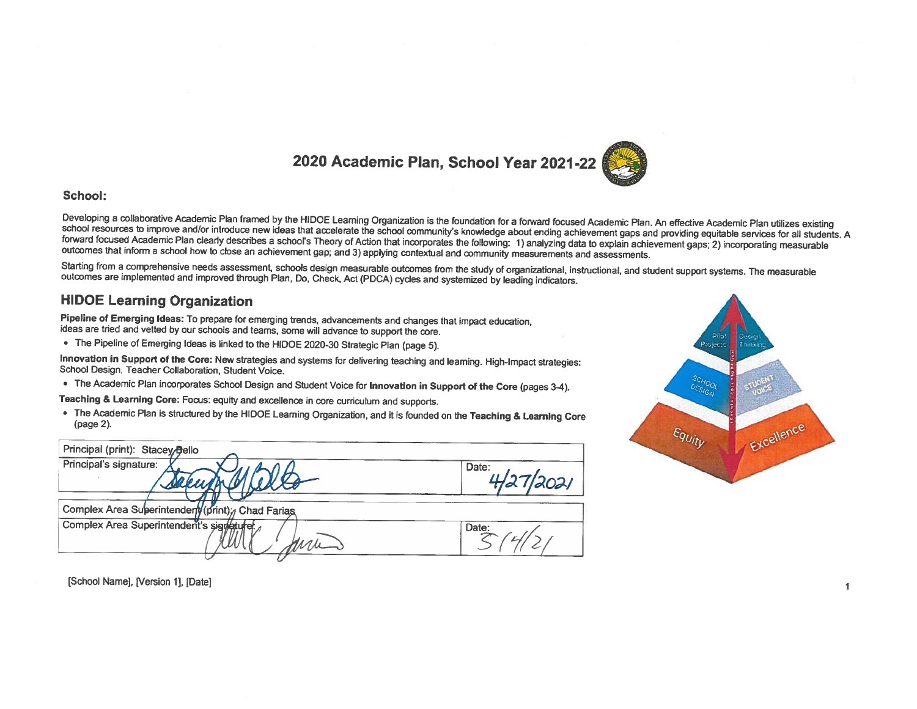# 2020 Academic Plan, School Year 2021-22

## School:

Developing a collaborative Academic Plan framed by the HIDOE Learning Organization is the foundation for a forward focused Academic Plan. An effective Academic Plan utilizes existing school resources to improve and/or introduce new ideas that accelerate the school community's knowledge about ending achievement gaps and providing equitable services for all students. A forward focused Academic Plan clearly describes a school's Theory of Action that incorporates the following: 1) analyzing data to explain achievement gaps; 2) incorporating measurable outcomes that inform a school how to close an achievement gap; and 3) applying contextual and community measurements and assessments.

Starting from a comprehensive needs assessment, schools design measurable outcomes from the study of organizational, instructional, and student support systems. The measurable outcomes are implemented and improved through Plan, Do, Check, Act (PDCA) cycles and systemized by leading indicators.

## HIDOE Learning Organization

**Pipeline of Emerging Ideas:** To prepare for emerging trends, advancements and changes that impact education, ideas are tried and vetted by our schools and teams, some will advance to support the core.

- The Pipeline of Emerging Ideas is linked to the HIDOE 2020-30 Strategic Plan (page 5).

**Innovation in Support of the Core:** New strategies and systems for delivering teaching and learning. High-Impact strategies: School Design, Teacher Collaboration, Student Voice.

- The Academic Plan incorporates School Design and Student Voice for **Innovation in Support of the Core** (pages 3-4).

**Teaching & Learning Core:** Focus: equity and excellence in core curriculum and supports.

- The Academic Plan is structured by the HIDOE Learning Organization, and it is founded on the **Teaching & Learning Core** (page 2).

| Principal (print): Stacey Bello | |
|---|---|
| Principal's signature: [signature] | Date: 4/27/2021 |

| Complex Area Superintendent (print): Chad Farias | |
|---|---|
| Complex Area Superintendent's signature: [signature] | Date: 5/4/21 |

[School Name], [Version 1], [Date]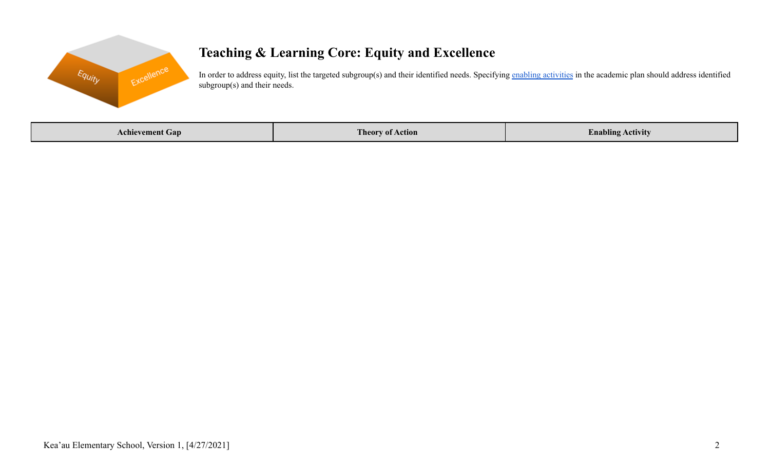# Teaching & Learning Core: Equity and Excellence

In order to address equity, list the targeted subgroup(s) and their identified needs. Specifying enabling activities in the academic plan should address identified subgroup(s) and their needs.

| Achievement Gap | Theory of Action | Enabling Activity |
| --- | --- | --- |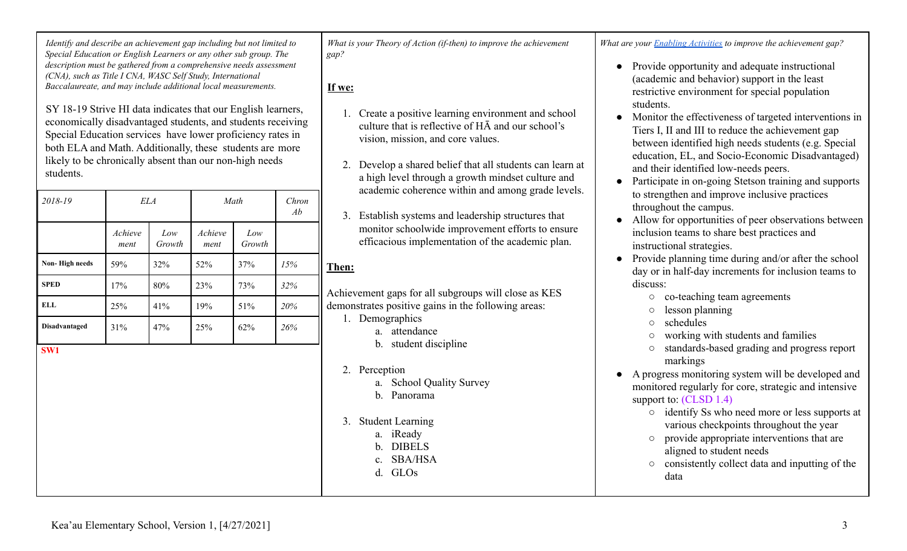*Identify and describe an achievement gap including but not limited to Special Education or English Learners or any other sub group. The description must be gathered from a comprehensive needs assessment (CNA), such as Title I CNA, WASC Self Study, International Baccalaureate, and may include additional local measurements.*

SY 18-19 Strive HI data indicates that our English learners, economically disadvantaged students, and students receiving Special Education services have lower proficiency rates in both ELA and Math. Additionally, these students are more likely to be chronically absent than our non-high needs students.

| *2018-19* | *ELA* | | *Math* | | *Chron Ab* |
|---|---|---|---|---|---|
| | *Achievement* | *Low Growth* | *Achievement* | *Low Growth* | |
| **Non- High needs** | 59% | 32% | 52% | 37% | *15%* |
| **SPED** | 17% | 80% | 23% | 73% | *32%* |
| **ELL** | 25% | 41% | 19% | 51% | *20%* |
| **Disadvantaged** | 31% | 47% | 25% | 62% | *26%* |

**SW1**

*What is your Theory of Action (if-then) to improve the achievement gap?*

**If we:**

1. Create a positive learning environment and school culture that is reflective of HĀ and our school's vision, mission, and core values.
2. Develop a shared belief that all students can learn at a high level through a growth mindset culture and academic coherence within and among grade levels.
3. Establish systems and leadership structures that monitor schoolwide improvement efforts to ensure efficacious implementation of the academic plan.

**Then:**

Achievement gaps for all subgroups will close as KES demonstrates positive gains in the following areas:

1. Demographics
   a. attendance
   b. student discipline
2. Perception
   a. School Quality Survey
   b. Panorama
3. Student Learning
   a. iReady
   b. DIBELS
   c. SBA/HSA
   d. GLOs

*What are your Enabling Activities to improve the achievement gap?*

- Provide opportunity and adequate instructional (academic and behavior) support in the least restrictive environment for special population students.
- Monitor the effectiveness of targeted interventions in Tiers I, II and III to reduce the achievement gap between identified high needs students (e.g. Special education, EL, and Socio-Economic Disadvantaged) and their identified low-needs peers.
- Participate in on-going Stetson training and supports to strengthen and improve inclusive practices throughout the campus.
- Allow for opportunities of peer observations between inclusion teams to share best practices and instructional strategies.
- Provide planning time during and/or after the school day or in half-day increments for inclusion teams to discuss:
  - co-teaching team agreements
  - lesson planning
  - schedules
  - working with students and families
  - standards-based grading and progress report markings
- A progress monitoring system will be developed and monitored regularly for core, strategic and intensive support to: (CLSD 1.4)
  - identify Ss who need more or less supports at various checkpoints throughout the year
  - provide appropriate interventions that are aligned to student needs
  - consistently collect data and inputting of the data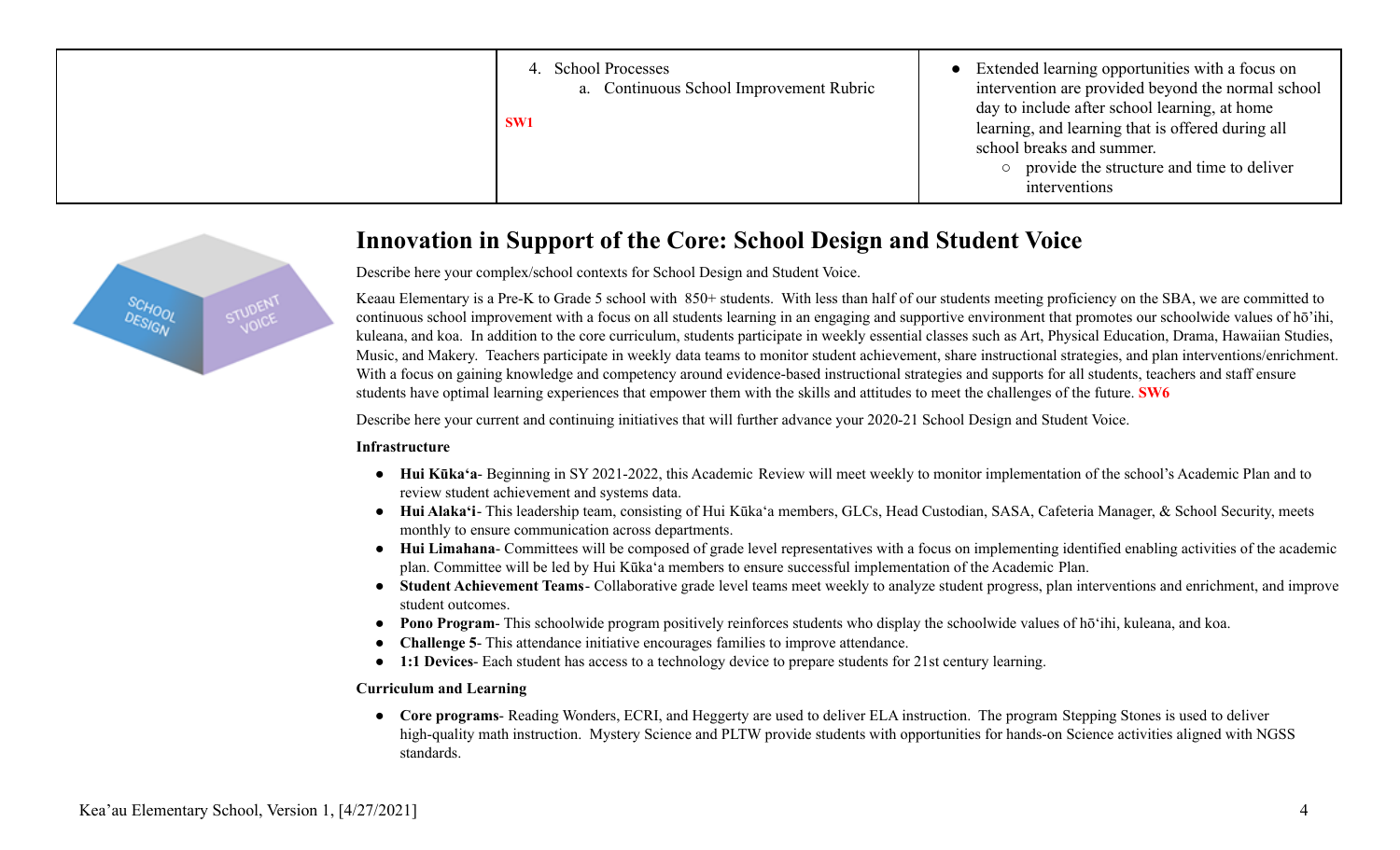| | 4. School Processes<br>a. Continuous School Improvement Rubric<br><br>**SW1** | ● Extended learning opportunities with a focus on intervention are provided beyond the normal school day to include after school learning, at home learning, and learning that is offered during all school breaks and summer.<br>○ provide the structure and time to deliver interventions |
|---|---|---|

## Innovation in Support of the Core: School Design and Student Voice

Describe here your complex/school contexts for School Design and Student Voice.

Keaau Elementary is a Pre-K to Grade 5 school with 850+ students. With less than half of our students meeting proficiency on the SBA, we are committed to continuous school improvement with a focus on all students learning in an engaging and supportive environment that promotes our schoolwide values of hōʻihi, kuleana, and koa. In addition to the core curriculum, students participate in weekly essential classes such as Art, Physical Education, Drama, Hawaiian Studies, Music, and Makery. Teachers participate in weekly data teams to monitor student achievement, share instructional strategies, and plan interventions/enrichment. With a focus on gaining knowledge and competency around evidence-based instructional strategies and supports for all students, teachers and staff ensure students have optimal learning experiences that empower them with the skills and attitudes to meet the challenges of the future. **SW6**

Describe here your current and continuing initiatives that will further advance your 2020-21 School Design and Student Voice.

**Infrastructure**

- **Hui Kūkaʻa**- Beginning in SY 2021-2022, this Academic Review will meet weekly to monitor implementation of the school's Academic Plan and to review student achievement and systems data.
- **Hui Alakaʻi**- This leadership team, consisting of Hui Kūkaʻa members, GLCs, Head Custodian, SASA, Cafeteria Manager, & School Security, meets monthly to ensure communication across departments.
- **Hui Limahana**- Committees will be composed of grade level representatives with a focus on implementing identified enabling activities of the academic plan. Committee will be led by Hui Kūkaʻa members to ensure successful implementation of the Academic Plan.
- **Student Achievement Teams**- Collaborative grade level teams meet weekly to analyze student progress, plan interventions and enrichment, and improve student outcomes.
- **Pono Program**- This schoolwide program positively reinforces students who display the schoolwide values of hōʻihi, kuleana, and koa.
- **Challenge 5**- This attendance initiative encourages families to improve attendance.
- **1:1 Devices**- Each student has access to a technology device to prepare students for 21st century learning.

**Curriculum and Learning**

- **Core programs**- Reading Wonders, ECRI, and Heggerty are used to deliver ELA instruction. The program Stepping Stones is used to deliver high-quality math instruction. Mystery Science and PLTW provide students with opportunities for hands-on Science activities aligned with NGSS standards.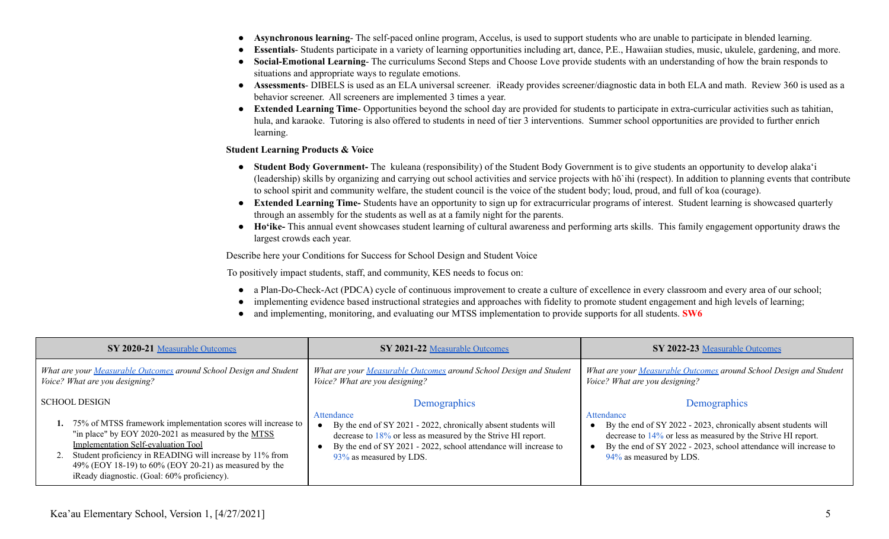- **Asynchronous learning**- The self-paced online program, Accelus, is used to support students who are unable to participate in blended learning.
- **Essentials**- Students participate in a variety of learning opportunities including art, dance, P.E., Hawaiian studies, music, ukulele, gardening, and more.
- **Social-Emotional Learning**- The curriculums Second Steps and Choose Love provide students with an understanding of how the brain responds to situations and appropriate ways to regulate emotions.
- **Assessments**- DIBELS is used as an ELA universal screener. iReady provides screener/diagnostic data in both ELA and math. Review 360 is used as a behavior screener. All screeners are implemented 3 times a year.
- **Extended Learning Time**- Opportunities beyond the school day are provided for students to participate in extra-curricular activities such as tahitian, hula, and karaoke. Tutoring is also offered to students in need of tier 3 interventions. Summer school opportunities are provided to further enrich learning.

**Student Learning Products & Voice**

- **Student Body Government-** The kuleana (responsibility) of the Student Body Government is to give students an opportunity to develop alaka'i (leadership) skills by organizing and carrying out school activities and service projects with hō`ihi (respect). In addition to planning events that contribute to school spirit and community welfare, the student council is the voice of the student body; loud, proud, and full of koa (courage).
- **Extended Learning Time-** Students have an opportunity to sign up for extracurricular programs of interest. Student learning is showcased quarterly through an assembly for the students as well as at a family night for the parents.
- **Ho'ike-** This annual event showcases student learning of cultural awareness and performing arts skills. This family engagement opportunity draws the largest crowds each year.

Describe here your Conditions for Success for School Design and Student Voice

To positively impact students, staff, and community, KES needs to focus on:

- a Plan-Do-Check-Act (PDCA) cycle of continuous improvement to create a culture of excellence in every classroom and every area of our school;
- implementing evidence based instructional strategies and approaches with fidelity to promote student engagement and high levels of learning;
- and implementing, monitoring, and evaluating our MTSS implementation to provide supports for all students. **SW6**

| **SY 2020-21** Measurable Outcomes | **SY 2021-22** Measurable Outcomes | **SY 2022-23** Measurable Outcomes |
|---|---|---|
| *What are your Measurable Outcomes around School Design and Student Voice? What are you designing?*<br><br>SCHOOL DESIGN<br><br>**1.** 75% of MTSS framework implementation scores will increase to "in place" by EOY 2020-2021 as measured by the MTSS Implementation Self-evaluation Tool<br>2. Student proficiency in READING will increase by 11% from 49% (EOY 18-19) to 60% (EOY 20-21) as measured by the iReady diagnostic. (Goal: 60% proficiency). | *What are your Measurable Outcomes around School Design and Student Voice? What are you designing?*<br><br>Demographics<br><br>Attendance<br>• By the end of SY 2021 - 2022, chronically absent students will decrease to 18% or less as measured by the Strive HI report.<br>• By the end of SY 2021 - 2022, school attendance will increase to 93% as measured by LDS. | *What are your Measurable Outcomes around School Design and Student Voice? What are you designing?*<br><br>Demographics<br><br>Attendance<br>• By the end of SY 2022 - 2023, chronically absent students will decrease to 14% or less as measured by the Strive HI report.<br>• By the end of SY 2022 - 2023, school attendance will increase to 94% as measured by LDS. |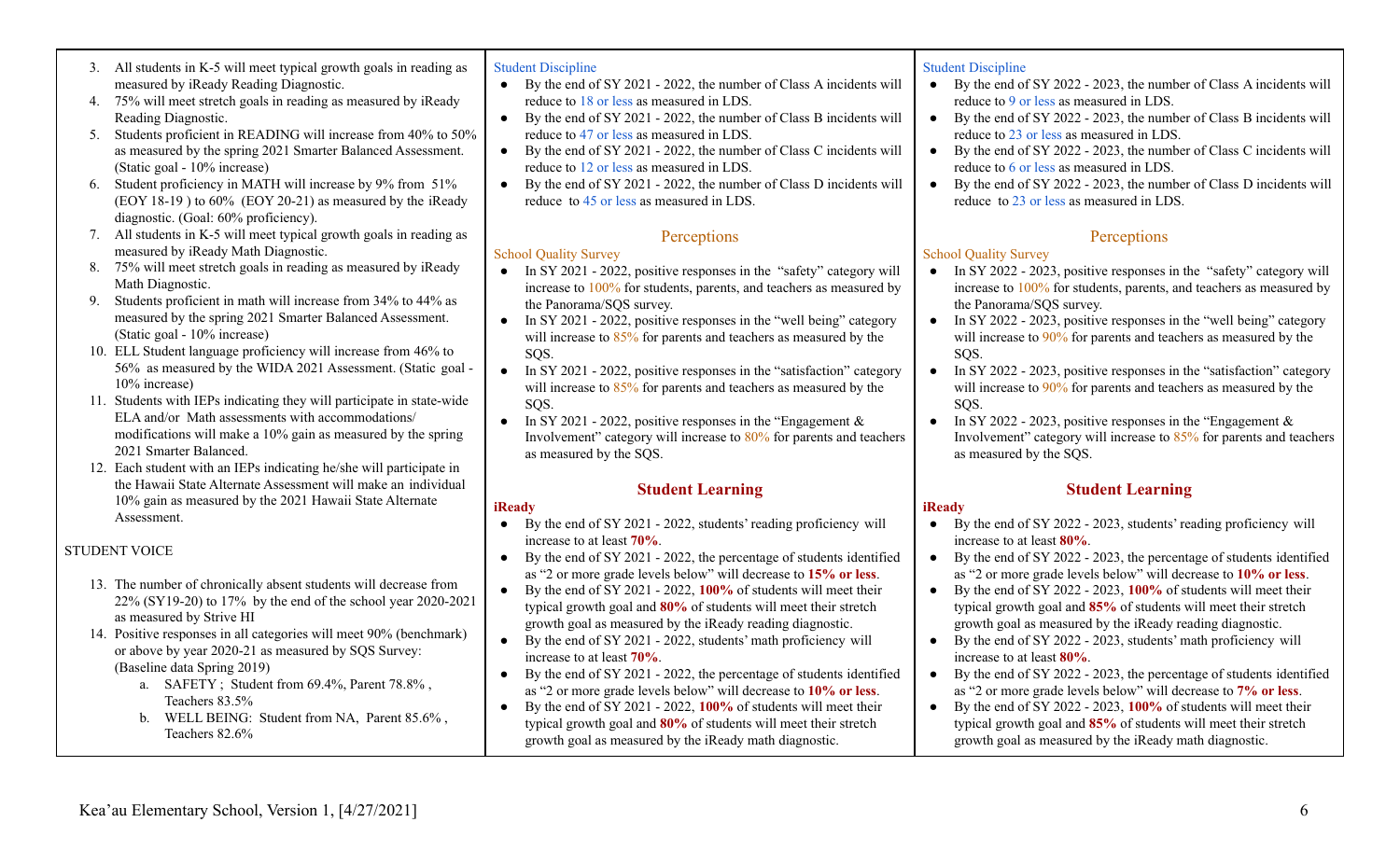3. All students in K-5 will meet typical growth goals in reading as measured by iReady Reading Diagnostic.
4. 75% will meet stretch goals in reading as measured by iReady Reading Diagnostic.
5. Students proficient in READING will increase from 40% to 50% as measured by the spring 2021 Smarter Balanced Assessment. (Static goal - 10% increase)
6. Student proficiency in MATH will increase by 9% from 51% (EOY 18-19 ) to 60% (EOY 20-21) as measured by the iReady diagnostic. (Goal: 60% proficiency).
7. All students in K-5 will meet typical growth goals in reading as measured by iReady Math Diagnostic.
8. 75% will meet stretch goals in reading as measured by iReady Math Diagnostic.
9. Students proficient in math will increase from 34% to 44% as measured by the spring 2021 Smarter Balanced Assessment. (Static goal - 10% increase)
10. ELL Student language proficiency will increase from 46% to 56% as measured by the WIDA 2021 Assessment. (Static goal - 10% increase)
11. Students with IEPs indicating they will participate in state-wide ELA and/or Math assessments with accommodations/ modifications will make a 10% gain as measured by the spring 2021 Smarter Balanced.
12. Each student with an IEPs indicating he/she will participate in the Hawaii State Alternate Assessment will make an individual 10% gain as measured by the 2021 Hawaii State Alternate Assessment.

STUDENT VOICE

13. The number of chronically absent students will decrease from 22% (SY19-20) to 17% by the end of the school year 2020-2021 as measured by Strive HI
14. Positive responses in all categories will meet 90% (benchmark) or above by year 2020-21 as measured by SQS Survey: (Baseline data Spring 2019)
    a. SAFETY ; Student from 69.4%, Parent 78.8% , Teachers 83.5%
    b. WELL BEING: Student from NA, Parent 85.6% , Teachers 82.6%

Student Discipline

- By the end of SY 2021 - 2022, the number of Class A incidents will reduce to 18 or less as measured in LDS.
- By the end of SY 2021 - 2022, the number of Class B incidents will reduce to 47 or less as measured in LDS.
- By the end of SY 2021 - 2022, the number of Class C incidents will reduce to 12 or less as measured in LDS.
- By the end of SY 2021 - 2022, the number of Class D incidents will reduce to 45 or less as measured in LDS.

## Perceptions

School Quality Survey

- In SY 2021 - 2022, positive responses in the "safety" category will increase to 100% for students, parents, and teachers as measured by the Panorama/SQS survey.
- In SY 2021 - 2022, positive responses in the "well being" category will increase to 85% for parents and teachers as measured by the SQS.
- In SY 2021 - 2022, positive responses in the "satisfaction" category will increase to 85% for parents and teachers as measured by the SQS.
- In SY 2021 - 2022, positive responses in the "Engagement & Involvement" category will increase to 80% for parents and teachers as measured by the SQS.

## Student Learning

**iReady**

- By the end of SY 2021 - 2022, students' reading proficiency will increase to at least **70%**.
- By the end of SY 2021 - 2022, the percentage of students identified as "2 or more grade levels below" will decrease to **15% or less**.
- By the end of SY 2021 - 2022, **100%** of students will meet their typical growth goal and **80%** of students will meet their stretch growth goal as measured by the iReady reading diagnostic.
- By the end of SY 2021 - 2022, students' math proficiency will increase to at least **70%**.
- By the end of SY 2021 - 2022, the percentage of students identified as "2 or more grade levels below" will decrease to **10% or less**.
- By the end of SY 2021 - 2022, **100%** of students will meet their typical growth goal and **80%** of students will meet their stretch growth goal as measured by the iReady math diagnostic.

Student Discipline

- By the end of SY 2022 - 2023, the number of Class A incidents will reduce to 9 or less as measured in LDS.
- By the end of SY 2022 - 2023, the number of Class B incidents will reduce to 23 or less as measured in LDS.
- By the end of SY 2022 - 2023, the number of Class C incidents will reduce to 6 or less as measured in LDS.
- By the end of SY 2022 - 2023, the number of Class D incidents will reduce to 23 or less as measured in LDS.

## Perceptions

School Quality Survey

- In SY 2022 - 2023, positive responses in the "safety" category will increase to 100% for students, parents, and teachers as measured by the Panorama/SQS survey.
- In SY 2022 - 2023, positive responses in the "well being" category will increase to 90% for parents and teachers as measured by the SQS.
- In SY 2022 - 2023, positive responses in the "satisfaction" category will increase to 90% for parents and teachers as measured by the SQS.
- In SY 2022 - 2023, positive responses in the "Engagement & Involvement" category will increase to 85% for parents and teachers as measured by the SQS.

## Student Learning

**iReady**

- By the end of SY 2022 - 2023, students' reading proficiency will increase to at least **80%**.
- By the end of SY 2022 - 2023, the percentage of students identified as "2 or more grade levels below" will decrease to **10% or less**.
- By the end of SY 2022 - 2023, **100%** of students will meet their typical growth goal and **85%** of students will meet their stretch growth goal as measured by the iReady reading diagnostic.
- By the end of SY 2022 - 2023, students' math proficiency will increase to at least **80%**.
- By the end of SY 2022 - 2023, the percentage of students identified as "2 or more grade levels below" will decrease to **7% or less**.
- By the end of SY 2022 - 2023, **100%** of students will meet their typical growth goal and **85%** of students will meet their stretch growth goal as measured by the iReady math diagnostic.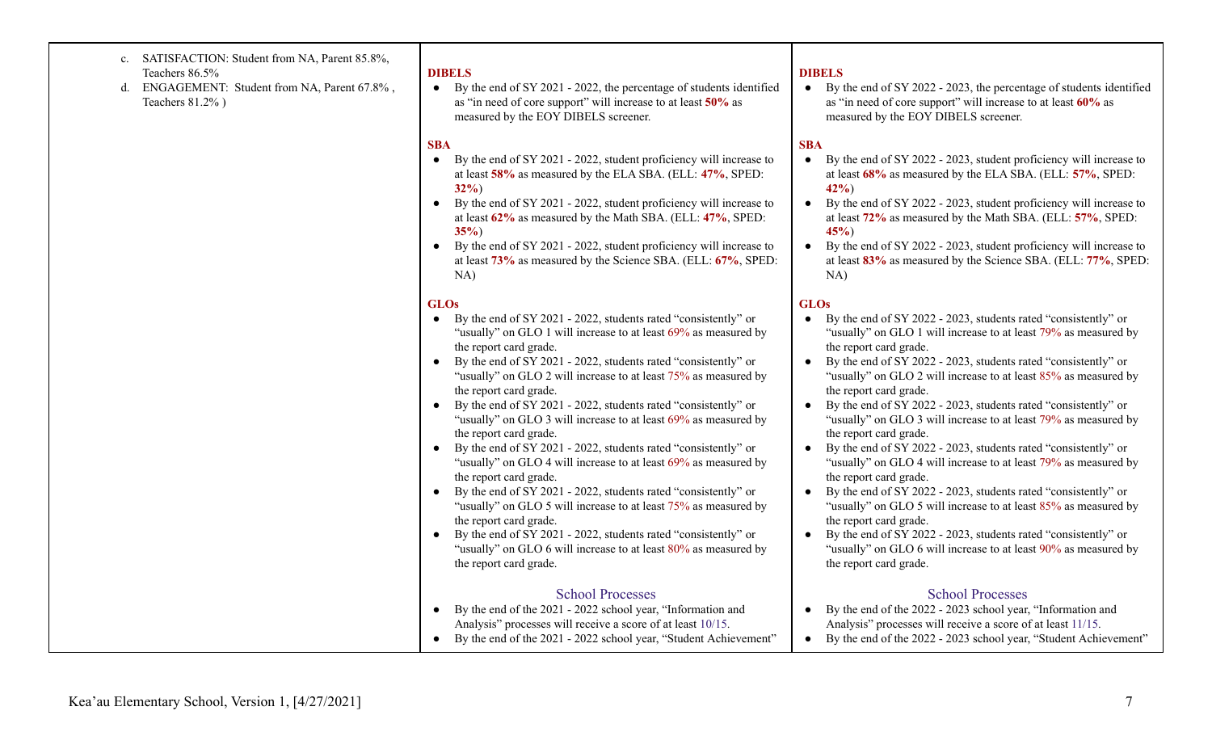| | | |
|---|---|---|
| c. SATISFACTION: Student from NA, Parent 85.8%, Teachers 86.5%<br>d. ENGAGEMENT: Student from NA, Parent 67.8% , Teachers 81.2% ) | **DIBELS**<br>• By the end of SY 2021 - 2022, the percentage of students identified as "in need of core support" will increase to at least **50%** as measured by the EOY DIBELS screener.<br><br>**SBA**<br>• By the end of SY 2021 - 2022, student proficiency will increase to at least **58%** as measured by the ELA SBA. (ELL: **47%**, SPED: **32%**)<br>• By the end of SY 2021 - 2022, student proficiency will increase to at least **62%** as measured by the Math SBA. (ELL: **47%**, SPED: **35%**)<br>• By the end of SY 2021 - 2022, student proficiency will increase to at least **73%** as measured by the Science SBA. (ELL: **67%**, SPED: NA)<br><br>**GLOs**<br>• By the end of SY 2021 - 2022, students rated "consistently" or "usually" on GLO 1 will increase to at least 69% as measured by the report card grade.<br>• By the end of SY 2021 - 2022, students rated "consistently" or "usually" on GLO 2 will increase to at least 75% as measured by the report card grade.<br>• By the end of SY 2021 - 2022, students rated "consistently" or "usually" on GLO 3 will increase to at least 69% as measured by the report card grade.<br>• By the end of SY 2021 - 2022, students rated "consistently" or "usually" on GLO 4 will increase to at least 69% as measured by the report card grade.<br>• By the end of SY 2021 - 2022, students rated "consistently" or "usually" on GLO 5 will increase to at least 75% as measured by the report card grade.<br>• By the end of SY 2021 - 2022, students rated "consistently" or "usually" on GLO 6 will increase to at least 80% as measured by the report card grade.<br><br>School Processes<br>• By the end of the 2021 - 2022 school year, "Information and Analysis" processes will receive a score of at least 10/15.<br>• By the end of the 2021 - 2022 school year, "Student Achievement" | **DIBELS**<br>• By the end of SY 2022 - 2023, the percentage of students identified as "in need of core support" will increase to at least **60%** as measured by the EOY DIBELS screener.<br><br>**SBA**<br>• By the end of SY 2022 - 2023, student proficiency will increase to at least **68%** as measured by the ELA SBA. (ELL: **57%**, SPED: **42%**)<br>• By the end of SY 2022 - 2023, student proficiency will increase to at least **72%** as measured by the Math SBA. (ELL: **57%**, SPED: **45%**)<br>• By the end of SY 2022 - 2023, student proficiency will increase to at least **83%** as measured by the Science SBA. (ELL: **77%**, SPED: NA)<br><br>**GLOs**<br>• By the end of SY 2022 - 2023, students rated "consistently" or "usually" on GLO 1 will increase to at least 79% as measured by the report card grade.<br>• By the end of SY 2022 - 2023, students rated "consistently" or "usually" on GLO 2 will increase to at least 85% as measured by the report card grade.<br>• By the end of SY 2022 - 2023, students rated "consistently" or "usually" on GLO 3 will increase to at least 79% as measured by the report card grade.<br>• By the end of SY 2022 - 2023, students rated "consistently" or "usually" on GLO 4 will increase to at least 79% as measured by the report card grade.<br>• By the end of SY 2022 - 2023, students rated "consistently" or "usually" on GLO 5 will increase to at least 85% as measured by the report card grade.<br>• By the end of SY 2022 - 2023, students rated "consistently" or "usually" on GLO 6 will increase to at least 90% as measured by the report card grade.<br><br>School Processes<br>• By the end of the 2022 - 2023 school year, "Information and Analysis" processes will receive a score of at least 11/15.<br>• By the end of the 2022 - 2023 school year, "Student Achievement" |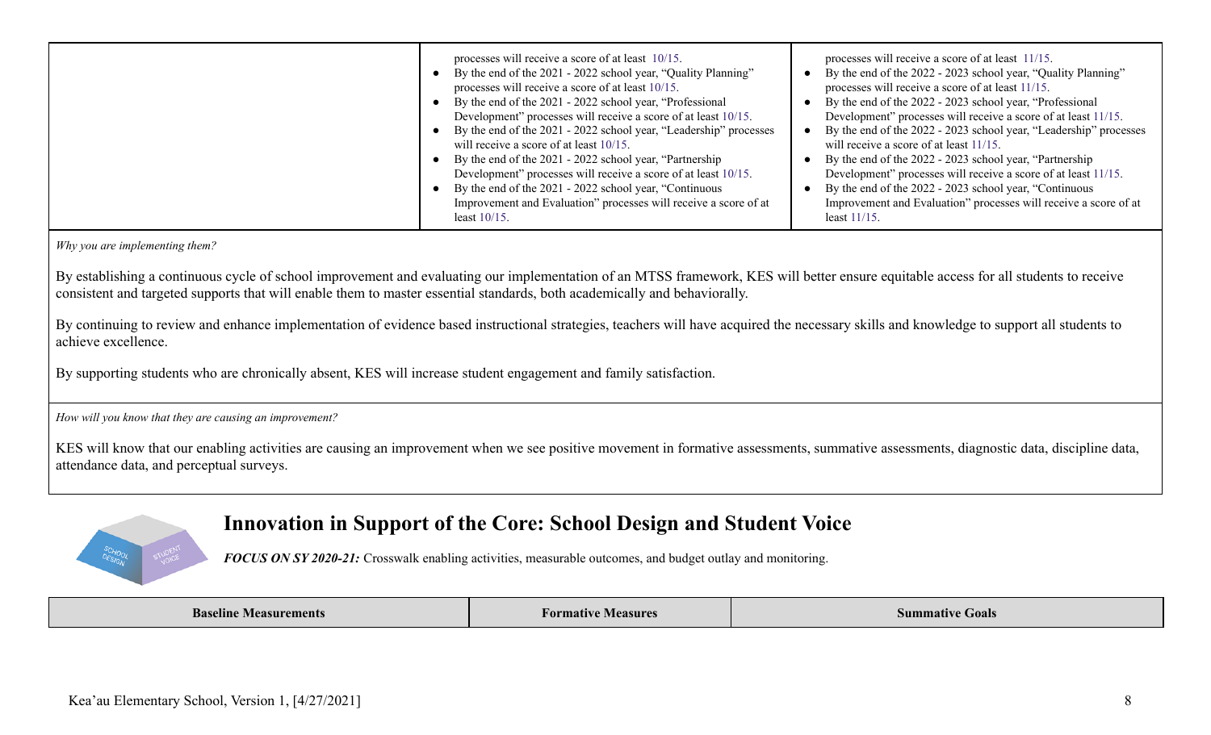| | | |
|---|---|---|
| | processes will receive a score of at least 10/15.<br>• By the end of the 2021 - 2022 school year, "Quality Planning" processes will receive a score of at least 10/15.<br>• By the end of the 2021 - 2022 school year, "Professional Development" processes will receive a score of at least 10/15.<br>• By the end of the 2021 - 2022 school year, "Leadership" processes will receive a score of at least 10/15.<br>• By the end of the 2021 - 2022 school year, "Partnership Development" processes will receive a score of at least 10/15.<br>• By the end of the 2021 - 2022 school year, "Continuous Improvement and Evaluation" processes will receive a score of at least 10/15. | processes will receive a score of at least 11/15.<br>• By the end of the 2022 - 2023 school year, "Quality Planning" processes will receive a score of at least 11/15.<br>• By the end of the 2022 - 2023 school year, "Professional Development" processes will receive a score of at least 11/15.<br>• By the end of the 2022 - 2023 school year, "Leadership" processes will receive a score of at least 11/15.<br>• By the end of the 2022 - 2023 school year, "Partnership Development" processes will receive a score of at least 11/15.<br>• By the end of the 2022 - 2023 school year, "Continuous Improvement and Evaluation" processes will receive a score of at least 11/15. |

*Why you are implementing them?*

By establishing a continuous cycle of school improvement and evaluating our implementation of an MTSS framework, KES will better ensure equitable access for all students to receive consistent and targeted supports that will enable them to master essential standards, both academically and behaviorally.

By continuing to review and enhance implementation of evidence based instructional strategies, teachers will have acquired the necessary skills and knowledge to support all students to achieve excellence.

By supporting students who are chronically absent, KES will increase student engagement and family satisfaction.

*How will you know that they are causing an improvement?*

KES will know that our enabling activities are causing an improvement when we see positive movement in formative assessments, summative assessments, diagnostic data, discipline data, attendance data, and perceptual surveys.

## Innovation in Support of the Core: School Design and Student Voice

***FOCUS ON SY 2020-21:*** Crosswalk enabling activities, measurable outcomes, and budget outlay and monitoring.

| Baseline Measurements | Formative Measures | Summative Goals |
|---|---|---|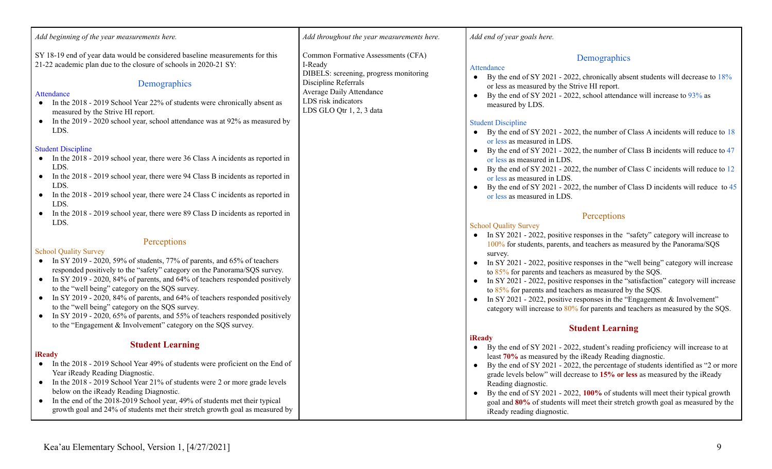| *Add beginning of the year measurements here.* | *Add throughout the year measurements here.* | *Add end of year goals here.* |
|---|---|---|
| SY 18-19 end of year data would be considered baseline measurements for this 21-22 academic plan due to the closure of schools in 2020-21 SY:<br><br>**Demographics**<br>Attendance<br>• In the 2018 - 2019 School Year 22% of students were chronically absent as measured by the Strive HI report.<br>• In the 2019 - 2020 school year, school attendance was at 92% as measured by LDS.<br><br>Student Discipline<br>• In the 2018 - 2019 school year, there were 36 Class A incidents as reported in LDS.<br>• In the 2018 - 2019 school year, there were 94 Class B incidents as reported in LDS.<br>• In the 2018 - 2019 school year, there were 24 Class C incidents as reported in LDS.<br>• In the 2018 - 2019 school year, there were 89 Class D incidents as reported in LDS.<br><br>**Perceptions**<br>School Quality Survey<br>• In SY 2019 - 2020, 59% of students, 77% of parents, and 65% of teachers responded positively to the "safety" category on the Panorama/SQS survey.<br>• In SY 2019 - 2020, 84% of parents, and 64% of teachers responded positively to the "well being" category on the SQS survey.<br>• In SY 2019 - 2020, 84% of parents, and 64% of teachers responded positively to the "well being" category on the SQS survey.<br>• In SY 2019 - 2020, 65% of parents, and 55% of teachers responded positively to the "Engagement & Involvement" category on the SQS survey.<br><br>**Student Learning**<br>**iReady**<br>• In the 2018 - 2019 School Year 49% of students were proficient on the End of Year iReady Reading Diagnostic.<br>• In the 2018 - 2019 School Year 21% of students were 2 or more grade levels below on the iReady Reading Diagnostic.<br>• In the end of the 2018-2019 School year, 49% of students met their typical growth goal and 24% of students met their stretch growth goal as measured by | Common Formative Assessments (CFA)<br>I-Ready<br>DIBELS: screening, progress monitoring<br>Discipline Referrals<br>Average Daily Attendance<br>LDS risk indicators<br>LDS GLO Qtr 1, 2, 3 data | **Demographics**<br>Attendance<br>• By the end of SY 2021 - 2022, chronically absent students will decrease to 18% or less as measured by the Strive HI report.<br>• By the end of SY 2021 - 2022, school attendance will increase to 93% as measured by LDS.<br><br>Student Discipline<br>• By the end of SY 2021 - 2022, the number of Class A incidents will reduce to 18 or less as measured in LDS.<br>• By the end of SY 2021 - 2022, the number of Class B incidents will reduce to 47 or less as measured in LDS.<br>• By the end of SY 2021 - 2022, the number of Class C incidents will reduce to 12 or less as measured in LDS.<br>• By the end of SY 2021 - 2022, the number of Class D incidents will reduce to 45 or less as measured in LDS.<br><br>**Perceptions**<br>School Quality Survey<br>• In SY 2021 - 2022, positive responses in the "safety" category will increase to 100% for students, parents, and teachers as measured by the Panorama/SQS survey.<br>• In SY 2021 - 2022, positive responses in the "well being" category will increase to 85% for parents and teachers as measured by the SQS.<br>• In SY 2021 - 2022, positive responses in the "satisfaction" category will increase to 85% for parents and teachers as measured by the SQS.<br>• In SY 2021 - 2022, positive responses in the "Engagement & Involvement" category will increase to 80% for parents and teachers as measured by the SQS.<br><br>**Student Learning**<br>**iReady**<br>• By the end of SY 2021 - 2022, student's reading proficiency will increase to at least **70%** as measured by the iReady Reading diagnostic.<br>• By the end of SY 2021 - 2022, the percentage of students identified as "2 or more grade levels below" will decrease to **15% or less** as measured by the iReady Reading diagnostic.<br>• By the end of SY 2021 - 2022, **100%** of students will meet their typical growth goal and **80%** of students will meet their stretch growth goal as measured by the iReady reading diagnostic. |

Kea'au Elementary School, Version 1, [4/27/2021]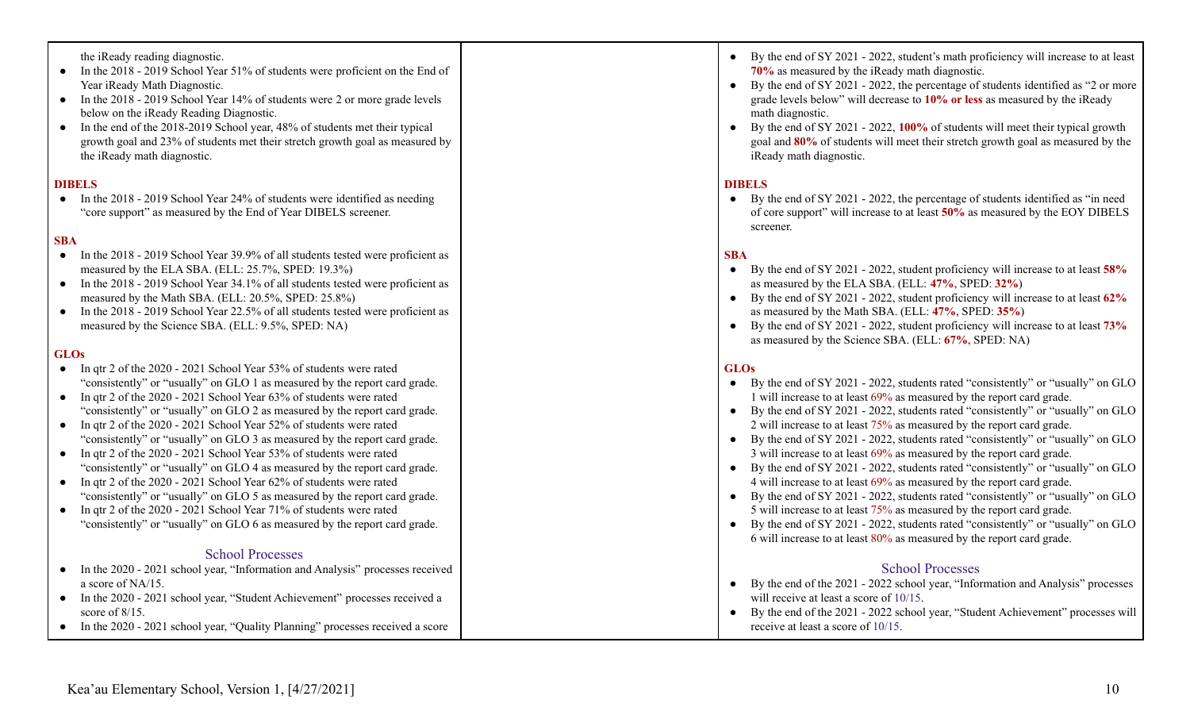| | | |
|---|---|---|
| the iReady reading diagnostic.<br>• In the 2018 - 2019 School Year 51% of students were proficient on the End of Year iReady Math Diagnostic.<br>• In the 2018 - 2019 School Year 14% of students were 2 or more grade levels below on the iReady Reading Diagnostic.<br>• In the end of the 2018-2019 School year, 48% of students met their typical growth goal and 23% of students met their stretch growth goal as measured by the iReady math diagnostic.<br><br>**DIBELS**<br>• In the 2018 - 2019 School Year 24% of students were identified as needing "core support" as measured by the End of Year DIBELS screener.<br><br>**SBA**<br>• In the 2018 - 2019 School Year 39.9% of all students tested were proficient as measured by the ELA SBA. (ELL: 25.7%, SPED: 19.3%)<br>• In the 2018 - 2019 School Year 34.1% of all students tested were proficient as measured by the Math SBA. (ELL: 20.5%, SPED: 25.8%)<br>• In the 2018 - 2019 School Year 22.5% of all students tested were proficient as measured by the Science SBA. (ELL: 9.5%, SPED: NA)<br><br>**GLOs**<br>• In qtr 2 of the 2020 - 2021 School Year 53% of students were rated "consistently" or "usually" on GLO 1 as measured by the report card grade.<br>• In qtr 2 of the 2020 - 2021 School Year 63% of students were rated "consistently" or "usually" on GLO 2 as measured by the report card grade.<br>• In qtr 2 of the 2020 - 2021 School Year 52% of students were rated "consistently" or "usually" on GLO 3 as measured by the report card grade.<br>• In qtr 2 of the 2020 - 2021 School Year 53% of students were rated "consistently" or "usually" on GLO 4 as measured by the report card grade.<br>• In qtr 2 of the 2020 - 2021 School Year 62% of students were rated "consistently" or "usually" on GLO 5 as measured by the report card grade.<br>• In qtr 2 of the 2020 - 2021 School Year 71% of students were rated "consistently" or "usually" on GLO 6 as measured by the report card grade.<br><br>School Processes<br>• In the 2020 - 2021 school year, "Information and Analysis" processes received a score of NA/15.<br>• In the 2020 - 2021 school year, "Student Achievement" processes received a score of 8/15.<br>• In the 2020 - 2021 school year, "Quality Planning" processes received a score | | • By the end of SY 2021 - 2022, student's math proficiency will increase to at least **70%** as measured by the iReady math diagnostic.<br>• By the end of SY 2021 - 2022, the percentage of students identified as "2 or more grade levels below" will decrease to **10% or less** as measured by the iReady math diagnostic.<br>• By the end of SY 2021 - 2022, **100%** of students will meet their typical growth goal and **80%** of students will meet their stretch growth goal as measured by the iReady math diagnostic.<br><br>**DIBELS**<br>• By the end of SY 2021 - 2022, the percentage of students identified as "in need of core support" will increase to at least **50%** as measured by the EOY DIBELS screener.<br><br>**SBA**<br>• By the end of SY 2021 - 2022, student proficiency will increase to at least **58%** as measured by the ELA SBA. (ELL: **47%**, SPED: **32%**)<br>• By the end of SY 2021 - 2022, student proficiency will increase to at least **62%** as measured by the Math SBA. (ELL: **47%**, SPED: **35%**)<br>• By the end of SY 2021 - 2022, student proficiency will increase to at least **73%** as measured by the Science SBA. (ELL: **67%**, SPED: NA)<br><br>**GLOs**<br>• By the end of SY 2021 - 2022, students rated "consistently" or "usually" on GLO 1 will increase to at least 69% as measured by the report card grade.<br>• By the end of SY 2021 - 2022, students rated "consistently" or "usually" on GLO 2 will increase to at least 75% as measured by the report card grade.<br>• By the end of SY 2021 - 2022, students rated "consistently" or "usually" on GLO 3 will increase to at least 69% as measured by the report card grade.<br>• By the end of SY 2021 - 2022, students rated "consistently" or "usually" on GLO 4 will increase to at least 69% as measured by the report card grade.<br>• By the end of SY 2021 - 2022, students rated "consistently" or "usually" on GLO 5 will increase to at least 75% as measured by the report card grade.<br>• By the end of SY 2021 - 2022, students rated "consistently" or "usually" on GLO 6 will increase to at least 80% as measured by the report card grade.<br><br>School Processes<br>• By the end of the 2021 - 2022 school year, "Information and Analysis" processes will receive at least a score of 10/15.<br>• By the end of the 2021 - 2022 school year, "Student Achievement" processes will receive at least a score of 10/15. |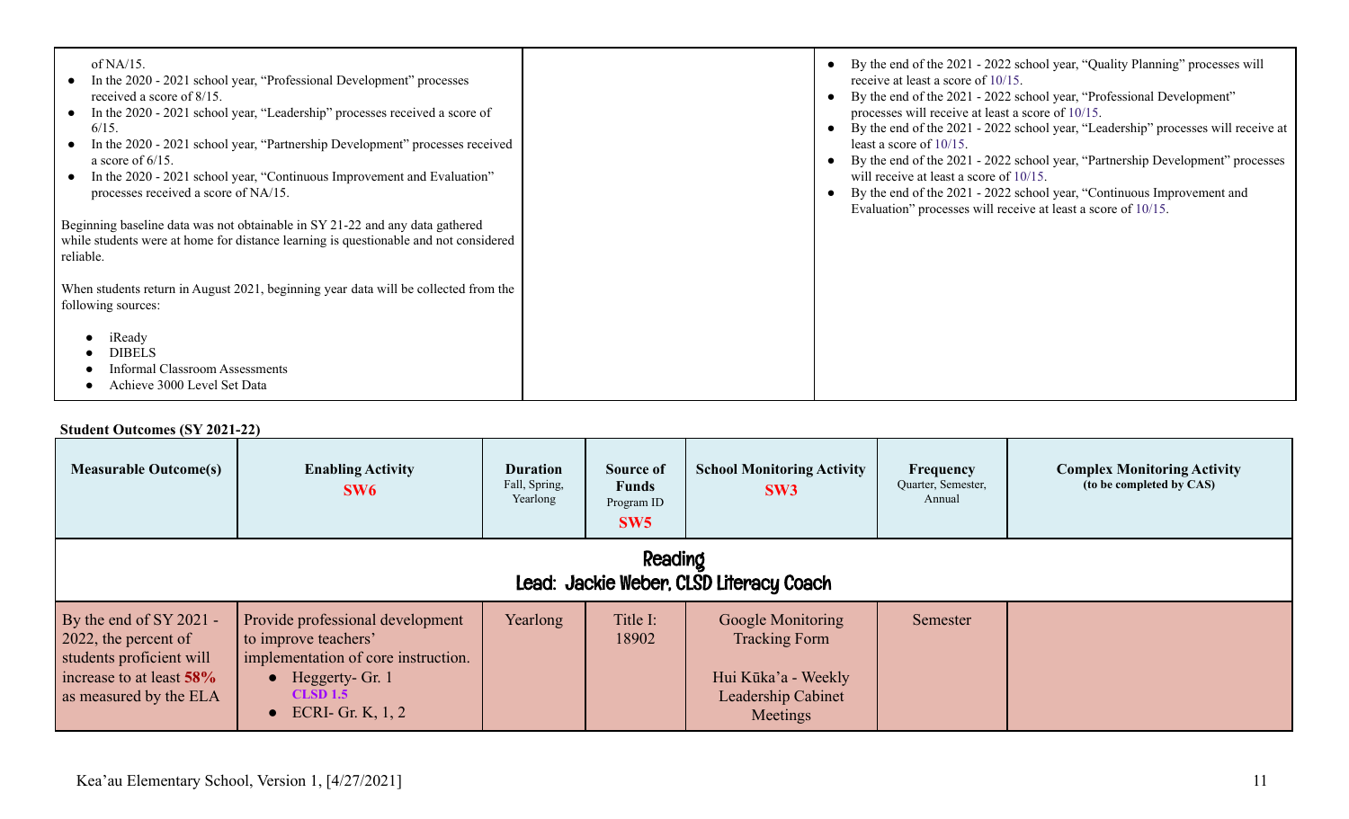| | | |
|---|---|---|
| of NA/15.<br>• In the 2020 - 2021 school year, "Professional Development" processes received a score of 8/15.<br>• In the 2020 - 2021 school year, "Leadership" processes received a score of 6/15.<br>• In the 2020 - 2021 school year, "Partnership Development" processes received a score of 6/15.<br>• In the 2020 - 2021 school year, "Continuous Improvement and Evaluation" processes received a score of NA/15.<br><br>Beginning baseline data was not obtainable in SY 21-22 and any data gathered while students were at home for distance learning is questionable and not considered reliable.<br><br>When students return in August 2021, beginning year data will be collected from the following sources:<br>• iReady<br>• DIBELS<br>• Informal Classroom Assessments<br>• Achieve 3000 Level Set Data | | • By the end of the 2021 - 2022 school year, "Quality Planning" processes will receive at least a score of 10/15.<br>• By the end of the 2021 - 2022 school year, "Professional Development" processes will receive at least a score of 10/15.<br>• By the end of the 2021 - 2022 school year, "Leadership" processes will receive at least a score of 10/15.<br>• By the end of the 2021 - 2022 school year, "Partnership Development" processes will receive at least a score of 10/15.<br>• By the end of the 2021 - 2022 school year, "Continuous Improvement and Evaluation" processes will receive at least a score of 10/15. |

**Student Outcomes (SY 2021-22)**

| Measurable Outcome(s) | Enabling Activity **SW6** | Duration Fall, Spring, Yearlong | Source of Funds Program ID **SW5** | School Monitoring Activity **SW3** | Frequency Quarter, Semester, Annual | Complex Monitoring Activity (to be completed by CAS) |
|---|---|---|---|---|---|---|
| **Reading**<br>**Lead: Jackie Weber, CLSD Literacy Coach** | | | | | | |
| By the end of SY 2021 - 2022, the percent of students proficient will increase to at least **58%** as measured by the ELA | Provide professional development to improve teachers' implementation of core instruction.<br>• Heggerty- Gr. 1 **CLSD 1.5**<br>• ECRI- Gr. K, 1, 2 | Yearlong | Title I: 18902 | Google Monitoring Tracking Form<br><br>Hui Kūka'a - Weekly Leadership Cabinet Meetings | Semester | |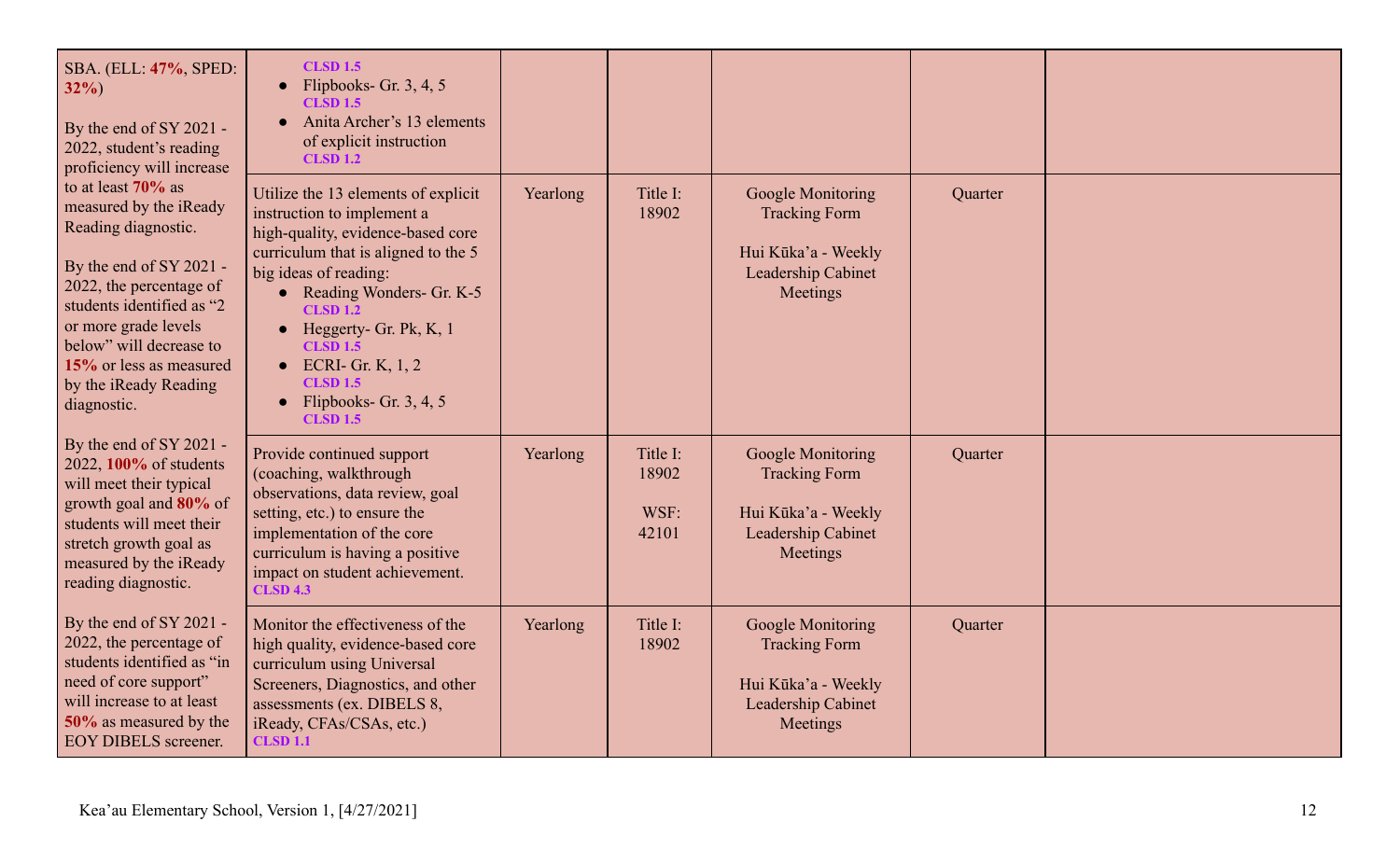| | | | | | | |
|---|---|---|---|---|---|---|
| SBA. (ELL: **47%**, SPED: **32%**)<br><br>By the end of SY 2021 - 2022, student's reading proficiency will increase to at least **70%** as measured by the iReady Reading diagnostic.<br><br>By the end of SY 2021 - 2022, the percentage of students identified as "2 or more grade levels below" will decrease to **15%** or less as measured by the iReady Reading diagnostic.<br><br>By the end of SY 2021 - 2022, **100%** of students will meet their typical growth goal and **80%** of students will meet their stretch growth goal as measured by the iReady reading diagnostic.<br><br>By the end of SY 2021 - 2022, the percentage of students identified as "in need of core support" will increase to at least **50%** as measured by the EOY DIBELS screener. | **CLSD 1.5**<br>• Flipbooks- Gr. 3, 4, 5 **CLSD 1.5**<br>• Anita Archer's 13 elements of explicit instruction **CLSD 1.2** | | | | | |
| | Utilize the 13 elements of explicit instruction to implement a high-quality, evidence-based core curriculum that is aligned to the 5 big ideas of reading:<br>• Reading Wonders- Gr. K-5 **CLSD 1.2**<br>• Heggerty- Gr. Pk, K, 1 **CLSD 1.5**<br>• ECRI- Gr. K, 1, 2 **CLSD 1.5**<br>• Flipbooks- Gr. 3, 4, 5 **CLSD 1.5** | Yearlong | Title I: 18902 | Google Monitoring Tracking Form<br><br>Hui Kūka'a - Weekly Leadership Cabinet Meetings | Quarter | |
| | Provide continued support (coaching, walkthrough observations, data review, goal setting, etc.) to ensure the implementation of the core curriculum is having a positive impact on student achievement. **CLSD 4.3** | Yearlong | Title I: 18902<br><br>WSF: 42101 | Google Monitoring Tracking Form<br><br>Hui Kūka'a - Weekly Leadership Cabinet Meetings | Quarter | |
| | Monitor the effectiveness of the high quality, evidence-based core curriculum using Universal Screeners, Diagnostics, and other assessments (ex. DIBELS 8, iReady, CFAs/CSAs, etc.) **CLSD 1.1** | Yearlong | Title I: 18902 | Google Monitoring Tracking Form<br><br>Hui Kūka'a - Weekly Leadership Cabinet Meetings | Quarter | |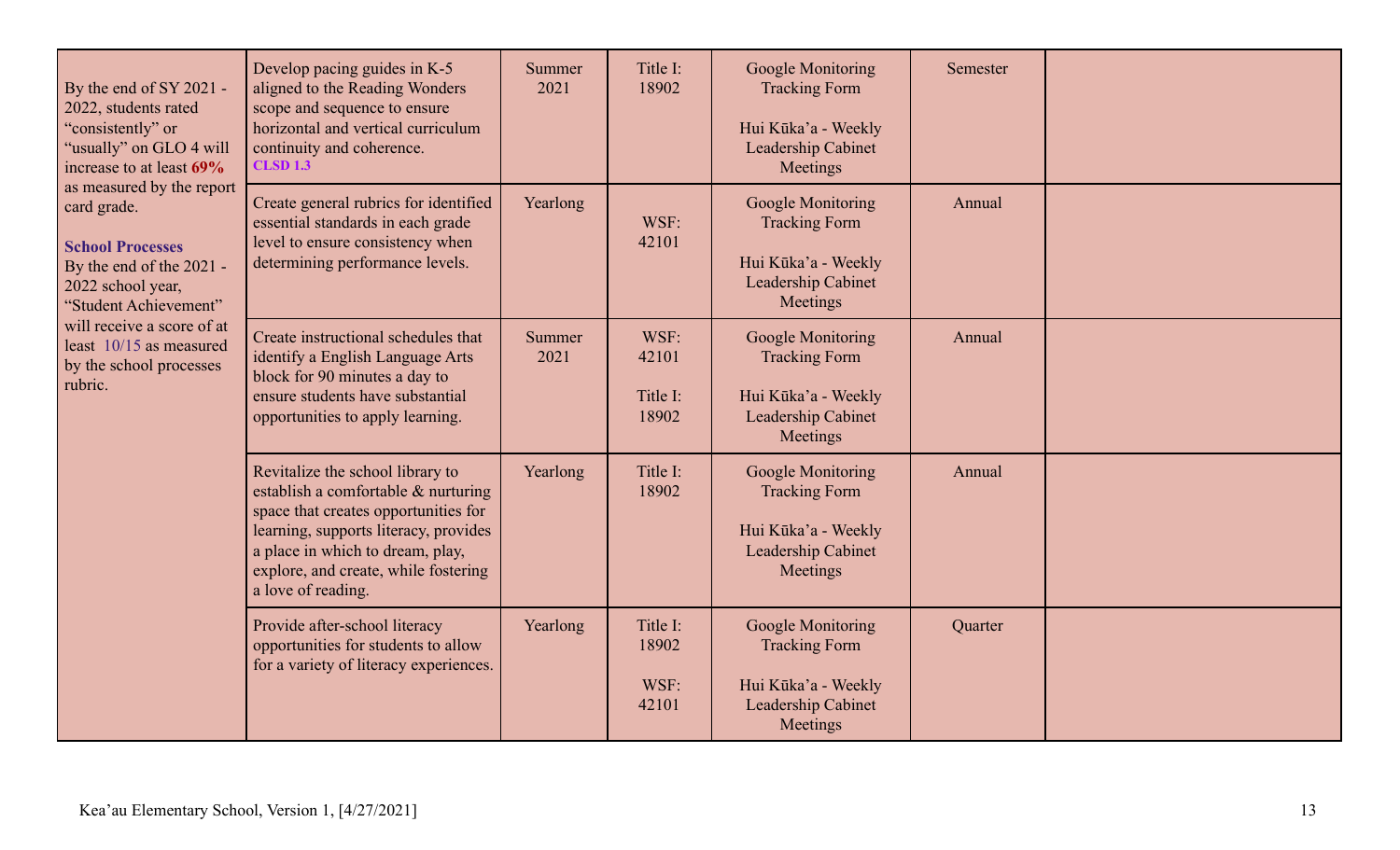| | | | | | | |
|---|---|---|---|---|---|---|
| By the end of SY 2021 - 2022, students rated "consistently" or "usually" on GLO 4 will increase to at least **69%** as measured by the report card grade.<br><br>**School Processes**<br>By the end of the 2021 - 2022 school year, "Student Achievement" will receive a score of at least 10/15 as measured by the school processes rubric. | Develop pacing guides in K-5 aligned to the Reading Wonders scope and sequence to ensure horizontal and vertical curriculum continuity and coherence.<br>**CLSD 1.3** | Summer 2021 | Title I: 18902 | Google Monitoring Tracking Form<br><br>Hui Kūka'a - Weekly Leadership Cabinet Meetings | Semester | |
| | Create general rubrics for identified essential standards in each grade level to ensure consistency when determining performance levels. | Yearlong | WSF: 42101 | Google Monitoring Tracking Form<br><br>Hui Kūka'a - Weekly Leadership Cabinet Meetings | Annual | |
| | Create instructional schedules that identify a English Language Arts block for 90 minutes a day to ensure students have substantial opportunities to apply learning. | Summer 2021 | WSF: 42101<br><br>Title I: 18902 | Google Monitoring Tracking Form<br><br>Hui Kūka'a - Weekly Leadership Cabinet Meetings | Annual | |
| | Revitalize the school library to establish a comfortable & nurturing space that creates opportunities for learning, supports literacy, provides a place in which to dream, play, explore, and create, while fostering a love of reading. | Yearlong | Title I: 18902 | Google Monitoring Tracking Form<br><br>Hui Kūka'a - Weekly Leadership Cabinet Meetings | Annual | |
| | Provide after-school literacy opportunities for students to allow for a variety of literacy experiences. | Yearlong | Title I: 18902<br><br>WSF: 42101 | Google Monitoring Tracking Form<br><br>Hui Kūka'a - Weekly Leadership Cabinet Meetings | Quarter | |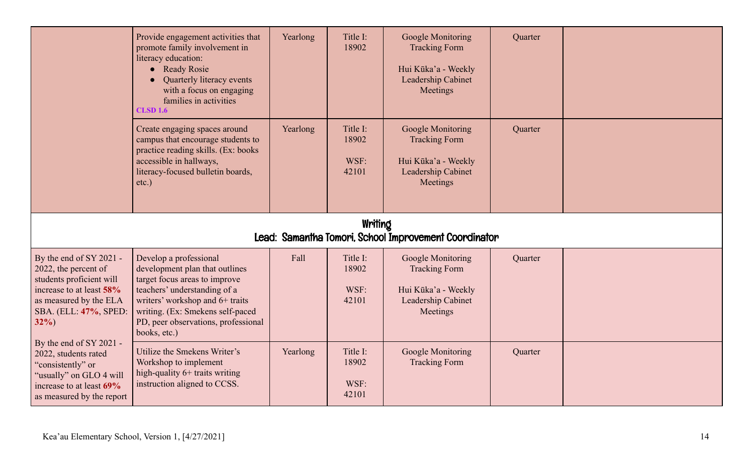| | | | | | | |
|---|---|---|---|---|---|---|
| | Provide engagement activities that promote family involvement in literacy education:<br>• Ready Rosie<br>• Quarterly literacy events with a focus on engaging families in activities<br>**CLSD 1.6** | Yearlong | Title I: 18902 | Google Monitoring Tracking Form<br><br>Hui Kūka'a - Weekly Leadership Cabinet Meetings | Quarter | |
| | Create engaging spaces around campus that encourage students to practice reading skills. (Ex: books accessible in hallways, literacy-focused bulletin boards, etc.) | Yearlong | Title I: 18902<br><br>WSF: 42101 | Google Monitoring Tracking Form<br><br>Hui Kūka'a - Weekly Leadership Cabinet Meetings | Quarter | |
| **Writing**<br>**Lead: Samantha Tomori, School Improvement Coordinator** | | | | | | |
| By the end of SY 2021 - 2022, the percent of students proficient will increase to at least **58%** as measured by the ELA SBA. (ELL: **47%**, SPED: **32%**)<br><br>By the end of SY 2021 - 2022, students rated "consistently" or "usually" on GLO 4 will increase to at least **69%** as measured by the report | Develop a professional development plan that outlines target focus areas to improve teachers' understanding of a writers' workshop and 6+ traits writing. (Ex: Smekens self-paced PD, peer observations, professional books, etc.) | Fall | Title I: 18902<br><br>WSF: 42101 | Google Monitoring Tracking Form<br><br>Hui Kūka'a - Weekly Leadership Cabinet Meetings | Quarter | |
| | Utilize the Smekens Writer's Workshop to implement high-quality 6+ traits writing instruction aligned to CCSS. | Yearlong | Title I: 18902<br><br>WSF: 42101 | Google Monitoring Tracking Form | Quarter | |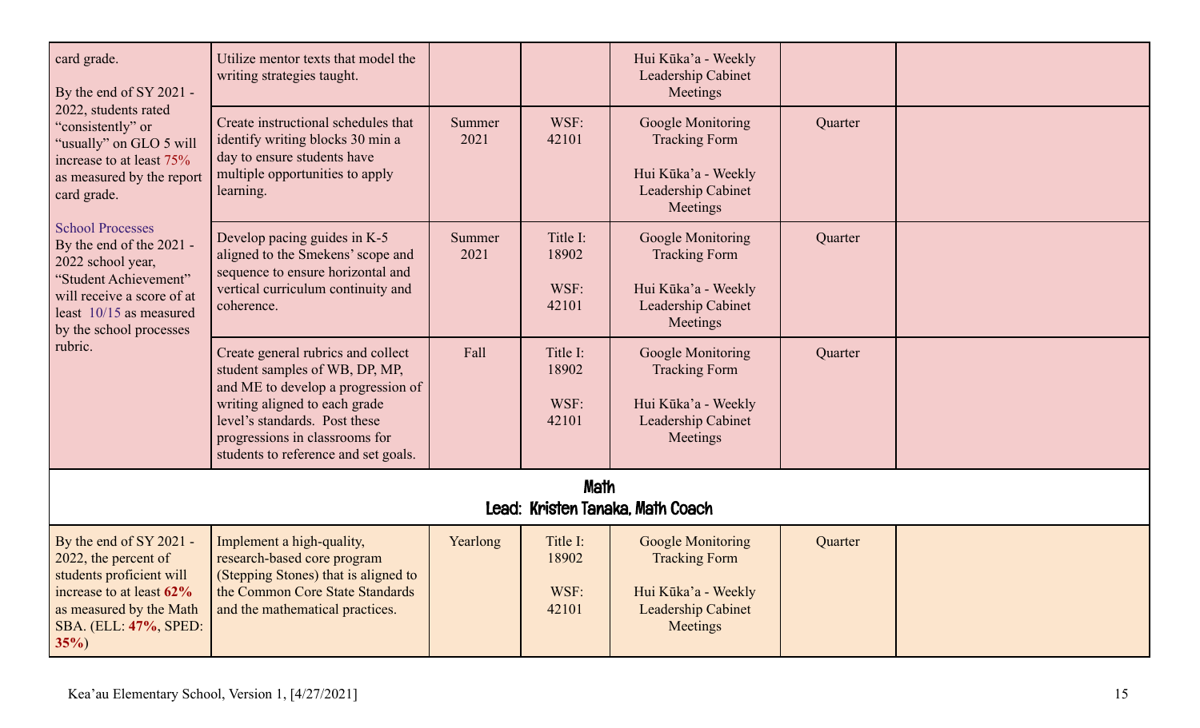| | | | | | | |
|---|---|---|---|---|---|---|
| card grade.<br><br>By the end of SY 2021 - 2022, students rated "consistently" or "usually" on GLO 5 will increase to at least 75% as measured by the report card grade.<br><br>School Processes<br>By the end of the 2021 - 2022 school year, "Student Achievement" will receive a score of at least 10/15 as measured by the school processes rubric. | Utilize mentor texts that model the writing strategies taught. | | | Hui Kūka'a - Weekly Leadership Cabinet Meetings | | |
| | Create instructional schedules that identify writing blocks 30 min a day to ensure students have multiple opportunities to apply learning. | Summer 2021 | WSF: 42101 | Google Monitoring Tracking Form<br><br>Hui Kūka'a - Weekly Leadership Cabinet Meetings | Quarter | |
| | Develop pacing guides in K-5 aligned to the Smekens' scope and sequence to ensure horizontal and vertical curriculum continuity and coherence. | Summer 2021 | Title I: 18902<br><br>WSF: 42101 | Google Monitoring Tracking Form<br><br>Hui Kūka'a - Weekly Leadership Cabinet Meetings | Quarter | |
| | Create general rubrics and collect student samples of WB, DP, MP, and ME to develop a progression of writing aligned to each grade level's standards. Post these progressions in classrooms for students to reference and set goals. | Fall | Title I: 18902<br><br>WSF: 42101 | Google Monitoring Tracking Form<br><br>Hui Kūka'a - Weekly Leadership Cabinet Meetings | Quarter | |
| **Math**<br>**Lead: Kristen Tanaka, Math Coach** | | | | | | |
| By the end of SY 2021 - 2022, the percent of students proficient will increase to at least **62%** as measured by the Math SBA. (ELL: **47%**, SPED: **35%**) | Implement a high-quality, research-based core program (Stepping Stones) that is aligned to the Common Core State Standards and the mathematical practices. | Yearlong | Title I: 18902<br><br>WSF: 42101 | Google Monitoring Tracking Form<br><br>Hui Kūka'a - Weekly Leadership Cabinet Meetings | Quarter | |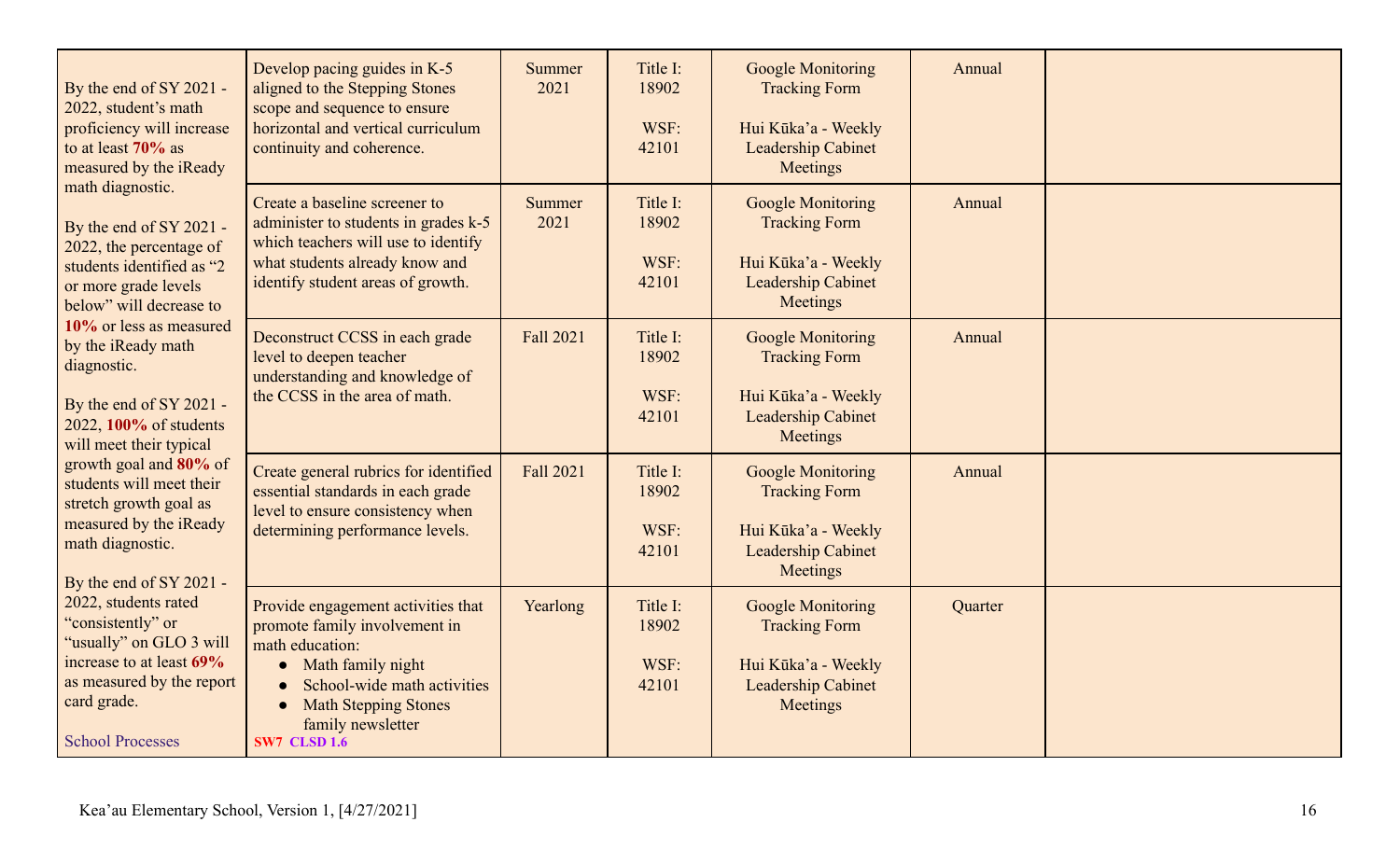| | | | | | | |
|---|---|---|---|---|---|---|
| By the end of SY 2021 - 2022, student's math proficiency will increase to at least **70%** as measured by the iReady math diagnostic.<br><br>By the end of SY 2021 - 2022, the percentage of students identified as "2 or more grade levels below" will decrease to **10%** or less as measured by the iReady math diagnostic.<br><br>By the end of SY 2021 - 2022, **100%** of students will meet their typical growth goal and **80%** of students will meet their stretch growth goal as measured by the iReady math diagnostic.<br><br>By the end of SY 2021 - 2022, students rated "consistently" or "usually" on GLO 3 will increase to at least **69%** as measured by the report card grade.<br><br>School Processes | Develop pacing guides in K-5 aligned to the Stepping Stones scope and sequence to ensure horizontal and vertical curriculum continuity and coherence. | Summer 2021 | Title I: 18902<br><br>WSF: 42101 | Google Monitoring Tracking Form<br><br>Hui Kūka'a - Weekly Leadership Cabinet Meetings | Annual | |
| | Create a baseline screener to administer to students in grades k-5 which teachers will use to identify what students already know and identify student areas of growth. | Summer 2021 | Title I: 18902<br><br>WSF: 42101 | Google Monitoring Tracking Form<br><br>Hui Kūka'a - Weekly Leadership Cabinet Meetings | Annual | |
| | Deconstruct CCSS in each grade level to deepen teacher understanding and knowledge of the CCSS in the area of math. | Fall 2021 | Title I: 18902<br><br>WSF: 42101 | Google Monitoring Tracking Form<br><br>Hui Kūka'a - Weekly Leadership Cabinet Meetings | Annual | |
| | Create general rubrics for identified essential standards in each grade level to ensure consistency when determining performance levels. | Fall 2021 | Title I: 18902<br><br>WSF: 42101 | Google Monitoring Tracking Form<br><br>Hui Kūka'a - Weekly Leadership Cabinet Meetings | Annual | |
| | Provide engagement activities that promote family involvement in math education:<br>• Math family night<br>• School-wide math activities<br>• Math Stepping Stones family newsletter<br>**SW7 CLSD 1.6** | Yearlong | Title I: 18902<br><br>WSF: 42101 | Google Monitoring Tracking Form<br><br>Hui Kūka'a - Weekly Leadership Cabinet Meetings | Quarter | |

Kea'au Elementary School, Version 1, [4/27/2021]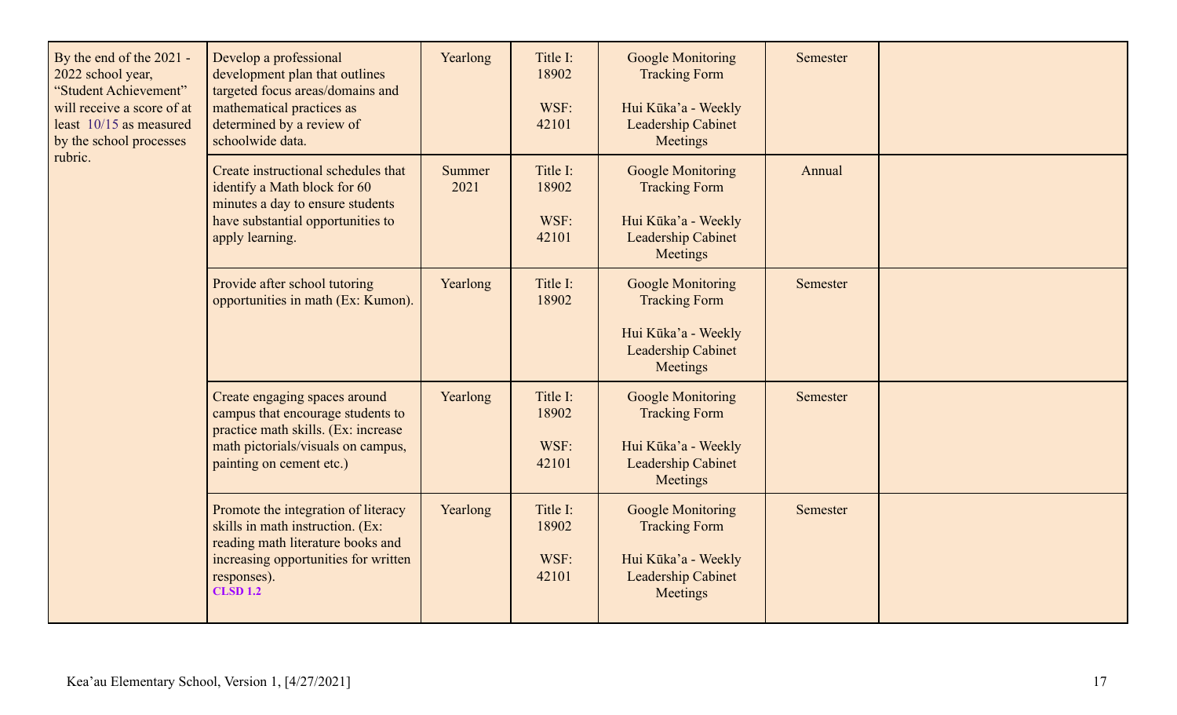| | | | | | | |
|---|---|---|---|---|---|---|
| By the end of the 2021 - 2022 school year, "Student Achievement" will receive a score of at least 10/15 as measured by the school processes rubric. | Develop a professional development plan that outlines targeted focus areas/domains and mathematical practices as determined by a review of schoolwide data. | Yearlong | Title I: 18902<br><br>WSF: 42101 | Google Monitoring Tracking Form<br><br>Hui Kūka'a - Weekly Leadership Cabinet Meetings | Semester | |
| | Create instructional schedules that identify a Math block for 60 minutes a day to ensure students have substantial opportunities to apply learning. | Summer 2021 | Title I: 18902<br><br>WSF: 42101 | Google Monitoring Tracking Form<br><br>Hui Kūka'a - Weekly Leadership Cabinet Meetings | Annual | |
| | Provide after school tutoring opportunities in math (Ex: Kumon). | Yearlong | Title I: 18902 | Google Monitoring Tracking Form<br><br>Hui Kūka'a - Weekly Leadership Cabinet Meetings | Semester | |
| | Create engaging spaces around campus that encourage students to practice math skills. (Ex: increase math pictorials/visuals on campus, painting on cement etc.) | Yearlong | Title I: 18902<br><br>WSF: 42101 | Google Monitoring Tracking Form<br><br>Hui Kūka'a - Weekly Leadership Cabinet Meetings | Semester | |
| | Promote the integration of literacy skills in math instruction. (Ex: reading math literature books and increasing opportunities for written responses).<br>**CLSD 1.2** | Yearlong | Title I: 18902<br><br>WSF: 42101 | Google Monitoring Tracking Form<br><br>Hui Kūka'a - Weekly Leadership Cabinet Meetings | Semester | |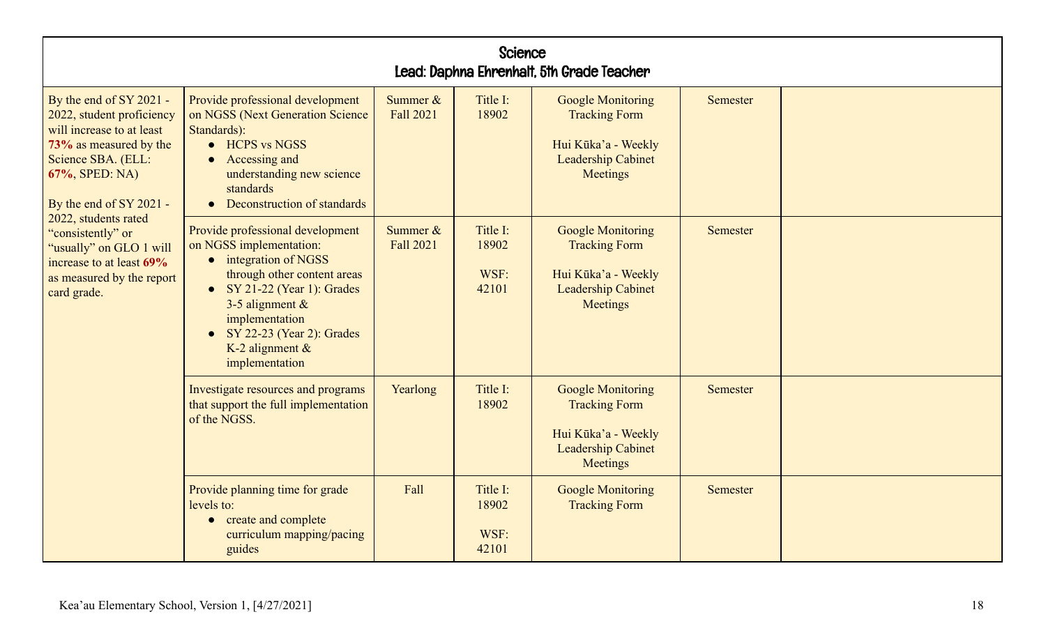| Science<br>Lead: Daphna Ehrenhalt, 5th Grade Teacher | | | | | | |
|---|---|---|---|---|---|---|
| By the end of SY 2021 - 2022, student proficiency will increase to at least **73%** as measured by the Science SBA. (ELL: **67%**, SPED: NA)<br><br>By the end of SY 2021 - 2022, students rated "consistently" or "usually" on GLO 1 will increase to at least **69%** as measured by the report card grade. | Provide professional development on NGSS (Next Generation Science Standards):<br>• HCPS vs NGSS<br>• Accessing and understanding new science standards<br>• Deconstruction of standards | Summer & Fall 2021 | Title I: 18902 | Google Monitoring Tracking Form<br><br>Hui Kūka'a - Weekly Leadership Cabinet Meetings | Semester | |
| | Provide professional development on NGSS implementation:<br>• integration of NGSS through other content areas<br>• SY 21-22 (Year 1): Grades 3-5 alignment & implementation<br>• SY 22-23 (Year 2): Grades K-2 alignment & implementation | Summer & Fall 2021 | Title I: 18902<br><br>WSF: 42101 | Google Monitoring Tracking Form<br><br>Hui Kūka'a - Weekly Leadership Cabinet Meetings | Semester | |
| | Investigate resources and programs that support the full implementation of the NGSS. | Yearlong | Title I: 18902 | Google Monitoring Tracking Form<br><br>Hui Kūka'a - Weekly Leadership Cabinet Meetings | Semester | |
| | Provide planning time for grade levels to:<br>• create and complete curriculum mapping/pacing guides | Fall | Title I: 18902<br><br>WSF: 42101 | Google Monitoring Tracking Form | Semester | |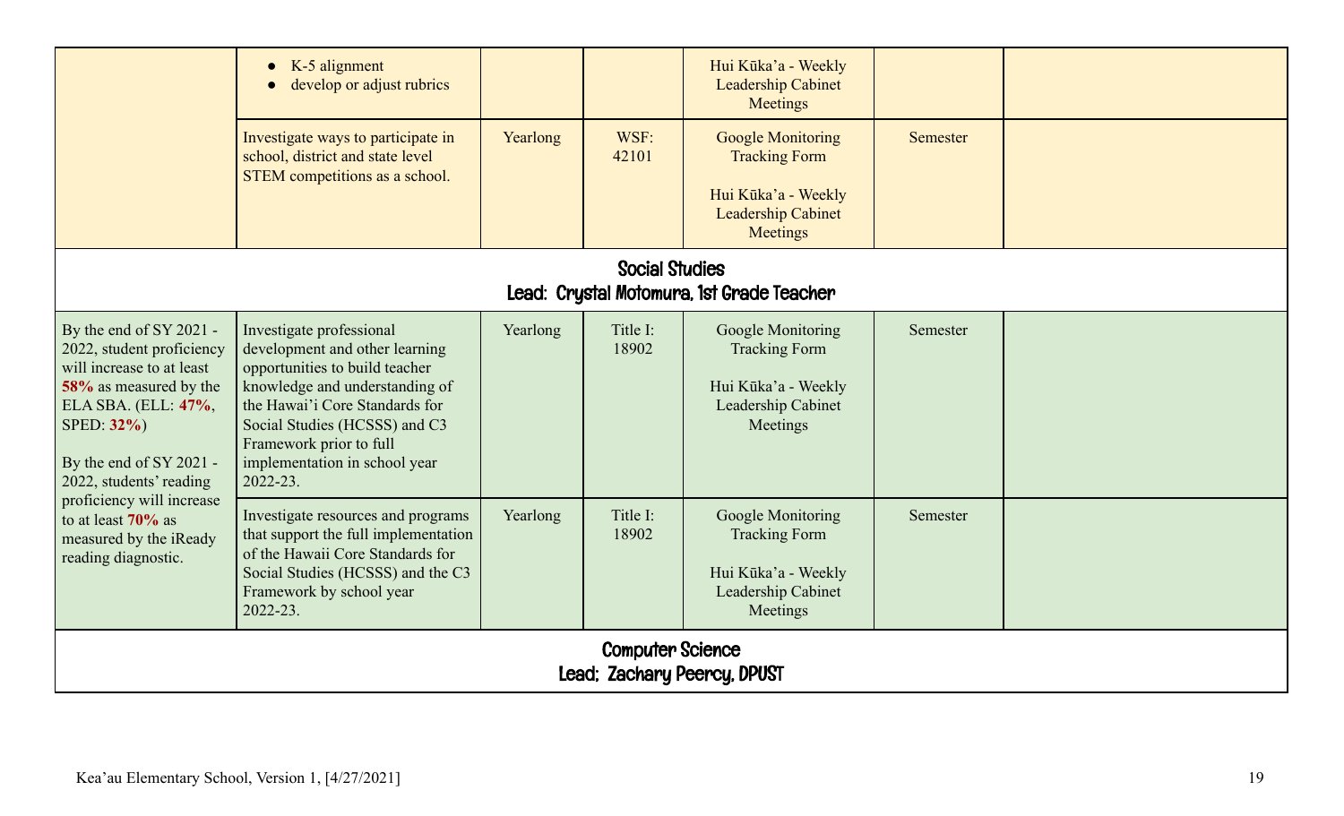| | | | | | | |
|---|---|---|---|---|---|---|
| | • K-5 alignment<br>• develop or adjust rubrics | | | Hui Kūka'a - Weekly Leadership Cabinet Meetings | | |
| | Investigate ways to participate in school, district and state level STEM competitions as a school. | Yearlong | WSF: 42101 | Google Monitoring Tracking Form<br><br>Hui Kūka'a - Weekly Leadership Cabinet Meetings | Semester | |
| **Social Studies**<br>**Lead: Crystal Motomura, 1st Grade Teacher** | | | | | | |
| By the end of SY 2021 - 2022, student proficiency will increase to at least **58%** as measured by the ELA SBA. (ELL: **47%**, SPED: **32%**)<br><br>By the end of SY 2021 - 2022, students' reading proficiency will increase to at least **70%** as measured by the iReady reading diagnostic. | Investigate professional development and other learning opportunities to build teacher knowledge and understanding of the Hawai'i Core Standards for Social Studies (HCSSS) and C3 Framework prior to full implementation in school year 2022-23. | Yearlong | Title I: 18902 | Google Monitoring Tracking Form<br><br>Hui Kūka'a - Weekly Leadership Cabinet Meetings | Semester | |
| | Investigate resources and programs that support the full implementation of the Hawaii Core Standards for Social Studies (HCSSS) and the C3 Framework by school year 2022-23. | Yearlong | Title I: 18902 | Google Monitoring Tracking Form<br><br>Hui Kūka'a - Weekly Leadership Cabinet Meetings | Semester | |
| **Computer Science**<br>**Lead: Zachary Peercy, DPUST** | | | | | | |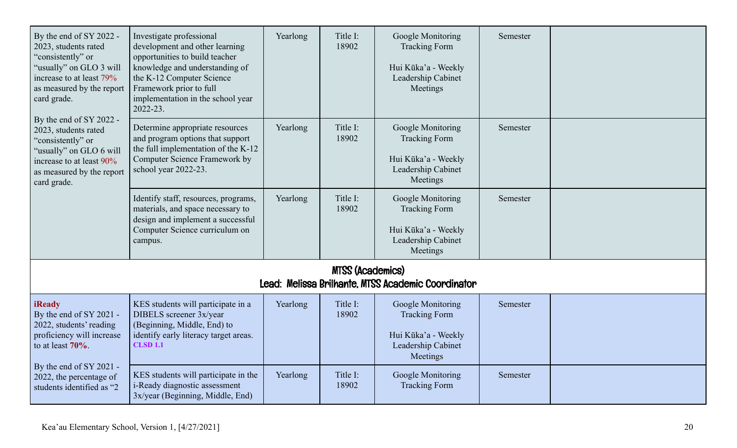| | | | | | | |
|---|---|---|---|---|---|---|
| By the end of SY 2022 - 2023, students rated "consistently" or "usually" on GLO 3 will increase to at least 79% as measured by the report card grade.<br><br>By the end of SY 2022 - 2023, students rated "consistently" or "usually" on GLO 6 will increase to at least 90% as measured by the report card grade. | Investigate professional development and other learning opportunities to build teacher knowledge and understanding of the K-12 Computer Science Framework prior to full implementation in the school year 2022-23. | Yearlong | Title I: 18902 | Google Monitoring Tracking Form<br><br>Hui Kūka'a - Weekly Leadership Cabinet Meetings | Semester | |
| | Determine appropriate resources and program options that support the full implementation of the K-12 Computer Science Framework by school year 2022-23. | Yearlong | Title I: 18902 | Google Monitoring Tracking Form<br><br>Hui Kūka'a - Weekly Leadership Cabinet Meetings | Semester | |
| | Identify staff, resources, programs, materials, and space necessary to design and implement a successful Computer Science curriculum on campus. | Yearlong | Title I: 18902 | Google Monitoring Tracking Form<br><br>Hui Kūka'a - Weekly Leadership Cabinet Meetings | Semester | |
| **MTSS (Academics)**<br>**Lead: Melissa Brilhante, MTSS Academic Coordinator** | | | | | | |
| **iReady**<br>By the end of SY 2021 - 2022, students' reading proficiency will increase to at least **70%**.<br><br>By the end of SY 2021 - 2022, the percentage of students identified as "2 | KES students will participate in a DIBELS screener 3x/year (Beginning, Middle, End) to identify early literacy target areas. **CLSD 1.1** | Yearlong | Title I: 18902 | Google Monitoring Tracking Form<br><br>Hui Kūka'a - Weekly Leadership Cabinet Meetings | Semester | |
| | KES students will participate in the i-Ready diagnostic assessment 3x/year (Beginning, Middle, End) | Yearlong | Title I: 18902 | Google Monitoring Tracking Form | Semester | |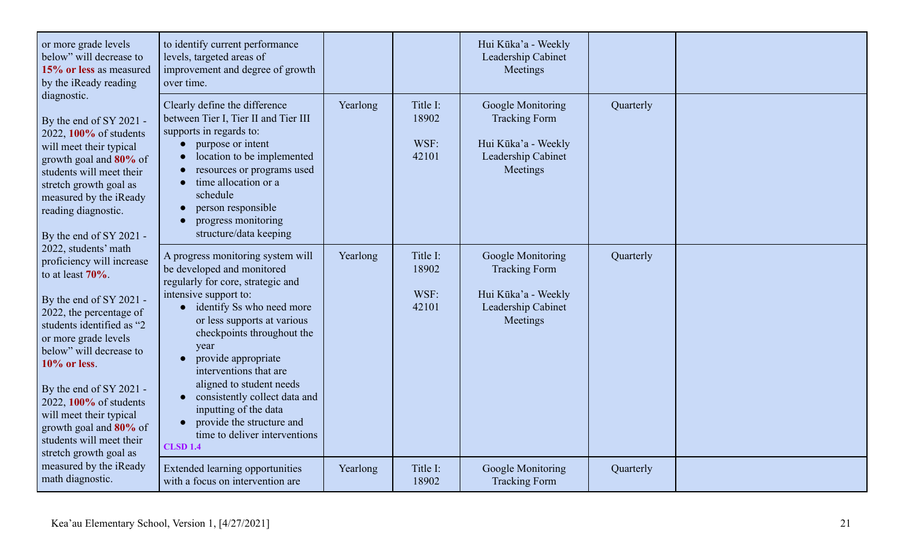| | | | | | | |
|---|---|---|---|---|---|---|
| or more grade levels below" will decrease to **15% or less** as measured by the iReady reading diagnostic.<br><br>By the end of SY 2021 - 2022, **100%** of students will meet their typical growth goal and **80%** of students will meet their stretch growth goal as measured by the iReady reading diagnostic.<br><br>By the end of SY 2021 - 2022, students' math proficiency will increase to at least **70%**.<br><br>By the end of SY 2021 - 2022, the percentage of students identified as "2 or more grade levels below" will decrease to **10% or less**.<br><br>By the end of SY 2021 - 2022, **100%** of students will meet their typical growth goal and **80%** of students will meet their stretch growth goal as measured by the iReady math diagnostic. | to identify current performance levels, targeted areas of improvement and degree of growth over time. | | | Hui Kūka'a - Weekly Leadership Cabinet Meetings | | |
| | Clearly define the difference between Tier I, Tier II and Tier III supports in regards to:<br>• purpose or intent<br>• location to be implemented<br>• resources or programs used<br>• time allocation or a schedule<br>• person responsible<br>• progress monitoring structure/data keeping | Yearlong | Title I: 18902<br><br>WSF: 42101 | Google Monitoring Tracking Form<br><br>Hui Kūka'a - Weekly Leadership Cabinet Meetings | Quarterly | |
| | A progress monitoring system will be developed and monitored regularly for core, strategic and intensive support to:<br>• identify Ss who need more or less supports at various checkpoints throughout the year<br>• provide appropriate interventions that are aligned to student needs<br>• consistently collect data and inputting of the data<br>• provide the structure and time to deliver interventions<br>**CLSD 1.4** | Yearlong | Title I: 18902<br><br>WSF: 42101 | Google Monitoring Tracking Form<br><br>Hui Kūka'a - Weekly Leadership Cabinet Meetings | Quarterly | |
| | Extended learning opportunities with a focus on intervention are | Yearlong | Title I: 18902 | Google Monitoring Tracking Form | Quarterly | |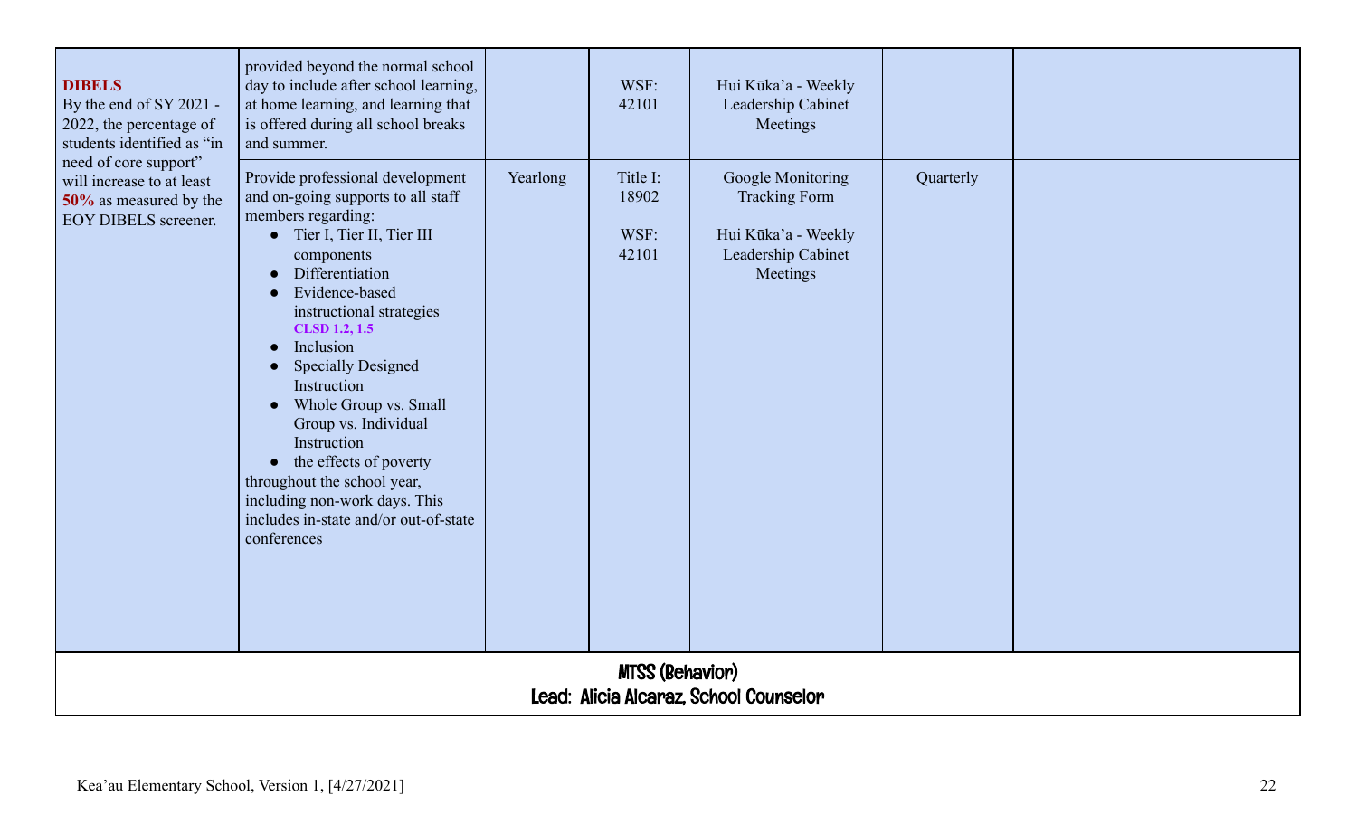| | | | | | | |
|---|---|---|---|---|---|---|
| **DIBELS** By the end of SY 2021 - 2022, the percentage of students identified as "in need of core support" will increase to at least **50%** as measured by the EOY DIBELS screener. | provided beyond the normal school day to include after school learning, at home learning, and learning that is offered during all school breaks and summer. | | WSF: 42101 | Hui Kūka'a - Weekly Leadership Cabinet Meetings | | |
| | Provide professional development and on-going supports to all staff members regarding:<br>• Tier I, Tier II, Tier III components<br>• Differentiation<br>• Evidence-based instructional strategies **CLSD 1.2, 1.5**<br>• Inclusion<br>• Specially Designed Instruction<br>• Whole Group vs. Small Group vs. Individual Instruction<br>• the effects of poverty<br>throughout the school year, including non-work days. This includes in-state and/or out-of-state conferences | Yearlong | Title I: 18902<br><br>WSF: 42101 | Google Monitoring Tracking Form<br><br>Hui Kūka'a - Weekly Leadership Cabinet Meetings | Quarterly | |

**MTSS (Behavior)**
**Lead: Alicia Alcaraz, School Counselor**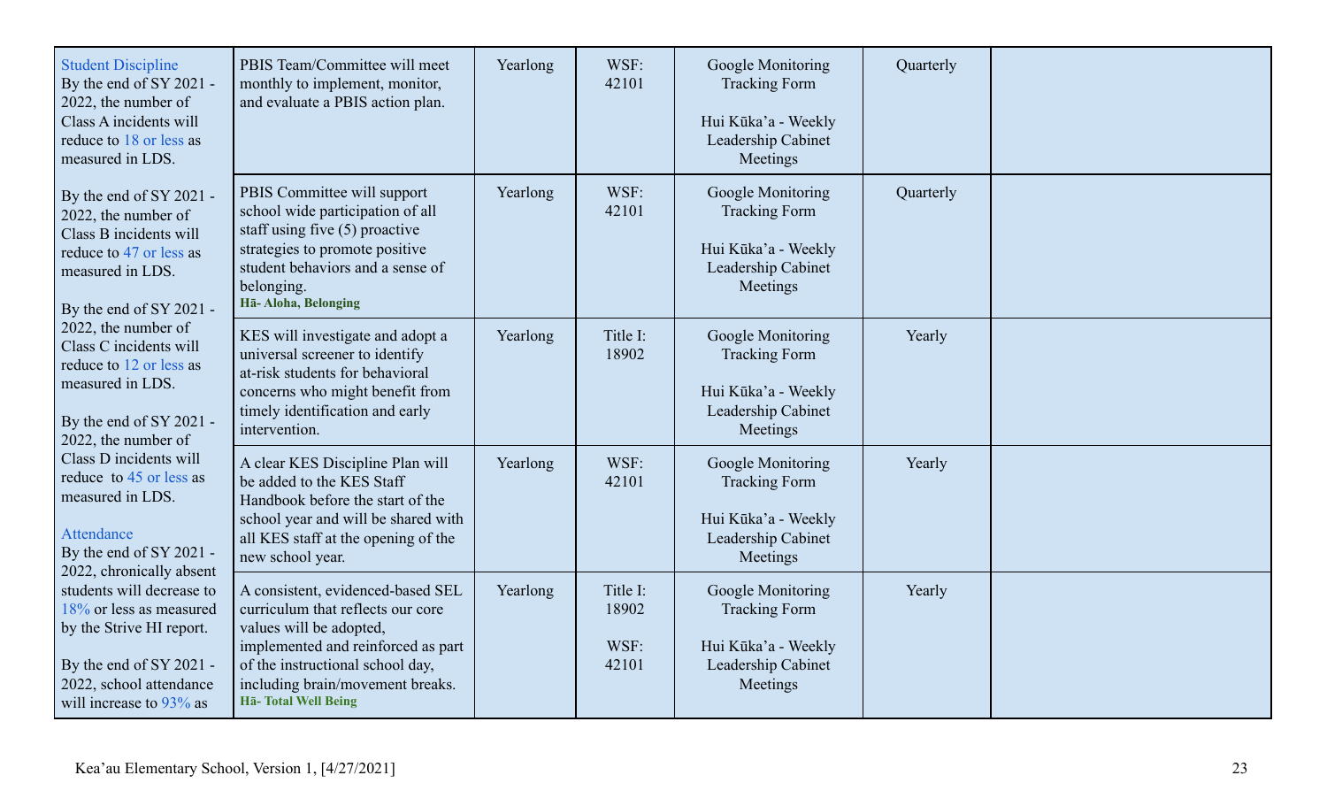| | | | | | | |
|---|---|---|---|---|---|---|
| Student Discipline<br>By the end of SY 2021 - 2022, the number of Class A incidents will reduce to 18 or less as measured in LDS.<br><br>By the end of SY 2021 - 2022, the number of Class B incidents will reduce to 47 or less as measured in LDS.<br><br>By the end of SY 2021 - 2022, the number of Class C incidents will reduce to 12 or less as measured in LDS.<br><br>By the end of SY 2021 - 2022, the number of Class D incidents will reduce to 45 or less as measured in LDS.<br><br>Attendance<br>By the end of SY 2021 - 2022, chronically absent students will decrease to 18% or less as measured by the Strive HI report.<br><br>By the end of SY 2021 - 2022, school attendance will increase to 93% as | PBIS Team/Committee will meet monthly to implement, monitor, and evaluate a PBIS action plan. | Yearlong | WSF: 42101 | Google Monitoring Tracking Form<br><br>Hui Kūka'a - Weekly Leadership Cabinet Meetings | Quarterly | |
| | PBIS Committee will support school wide participation of all staff using five (5) proactive strategies to promote positive student behaviors and a sense of belonging.<br>**Hā- Aloha, Belonging** | Yearlong | WSF: 42101 | Google Monitoring Tracking Form<br><br>Hui Kūka'a - Weekly Leadership Cabinet Meetings | Quarterly | |
| | KES will investigate and adopt a universal screener to identify at-risk students for behavioral concerns who might benefit from timely identification and early intervention. | Yearlong | Title I: 18902 | Google Monitoring Tracking Form<br><br>Hui Kūka'a - Weekly Leadership Cabinet Meetings | Yearly | |
| | A clear KES Discipline Plan will be added to the KES Staff Handbook before the start of the school year and will be shared with all KES staff at the opening of the new school year. | Yearlong | WSF: 42101 | Google Monitoring Tracking Form<br><br>Hui Kūka'a - Weekly Leadership Cabinet Meetings | Yearly | |
| | A consistent, evidenced-based SEL curriculum that reflects our core values will be adopted, implemented and reinforced as part of the instructional school day, including brain/movement breaks.<br>**Hā- Total Well Being** | Yearlong | Title I: 18902<br><br>WSF: 42101 | Google Monitoring Tracking Form<br><br>Hui Kūka'a - Weekly Leadership Cabinet Meetings | Yearly | |

Kea'au Elementary School, Version 1, [4/27/2021]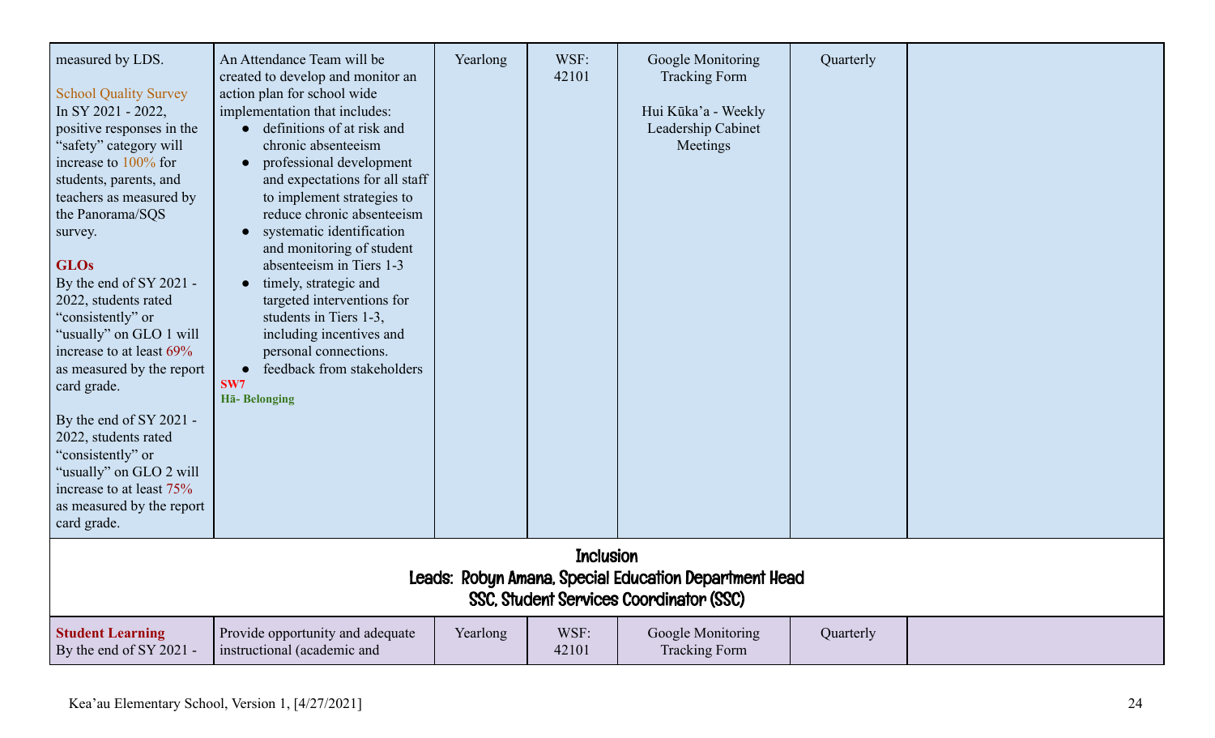| | | | | | | |
|---|---|---|---|---|---|---|
| measured by LDS.<br><br>School Quality Survey<br>In SY 2021 - 2022, positive responses in the "safety" category will increase to 100% for students, parents, and teachers as measured by the Panorama/SQS survey.<br><br>**GLOs**<br>By the end of SY 2021 - 2022, students rated "consistently" or "usually" on GLO 1 will increase to at least 69% as measured by the report card grade.<br><br>By the end of SY 2021 - 2022, students rated "consistently" or "usually" on GLO 2 will increase to at least 75% as measured by the report card grade. | An Attendance Team will be created to develop and monitor an action plan for school wide implementation that includes:<br>• definitions of at risk and chronic absenteeism<br>• professional development and expectations for all staff to implement strategies to reduce chronic absenteeism<br>• systematic identification and monitoring of student absenteeism in Tiers 1-3<br>• timely, strategic and targeted interventions for students in Tiers 1-3, including incentives and personal connections.<br>• feedback from stakeholders<br>**SW7**<br>**Hā- Belonging** | Yearlong | WSF: 42101 | Google Monitoring Tracking Form<br><br>Hui Kūka'a - Weekly Leadership Cabinet Meetings | Quarterly | |
| **Inclusion**<br>**Leads: Robyn Amana, Special Education Department Head**<br>**SSC, Student Services Coordinator (SSC)** | | | | | | |
| **Student Learning**<br>By the end of SY 2021 - | Provide opportunity and adequate instructional (academic and | Yearlong | WSF: 42101 | Google Monitoring Tracking Form | Quarterly | |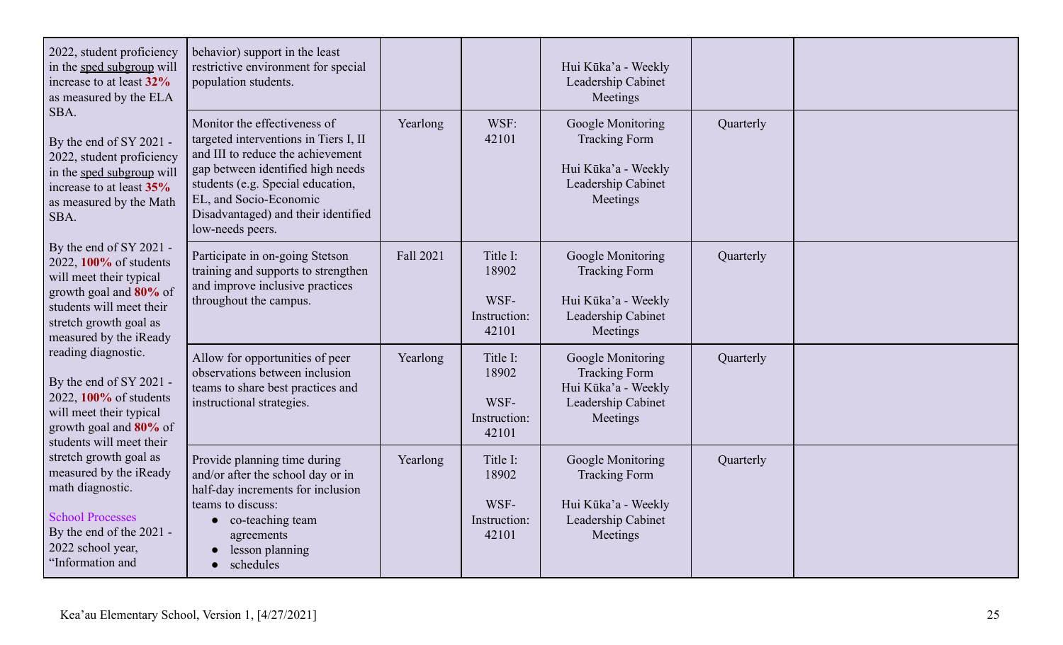| | | | | | | |
|---|---|---|---|---|---|---|
| 2022, student proficiency in the sped subgroup will increase to at least **32%** as measured by the ELA SBA.<br><br>By the end of SY 2021 - 2022, student proficiency in the sped subgroup will increase to at least **35%** as measured by the Math SBA.<br><br>By the end of SY 2021 - 2022, **100%** of students will meet their typical growth goal and **80%** of students will meet their stretch growth goal as measured by the iReady reading diagnostic.<br><br>By the end of SY 2021 - 2022, **100%** of students will meet their typical growth goal and **80%** of students will meet their stretch growth goal as measured by the iReady math diagnostic.<br><br>School Processes<br>By the end of the 2021 - 2022 school year, "Information and | behavior) support in the least restrictive environment for special population students. | | | Hui Kūka'a - Weekly Leadership Cabinet Meetings | | |
| | Monitor the effectiveness of targeted interventions in Tiers I, II and III to reduce the achievement gap between identified high needs students (e.g. Special education, EL, and Socio-Economic Disadvantaged) and their identified low-needs peers. | Yearlong | WSF: 42101 | Google Monitoring Tracking Form<br><br>Hui Kūka'a - Weekly Leadership Cabinet Meetings | Quarterly | |
| | Participate in on-going Stetson training and supports to strengthen and improve inclusive practices throughout the campus. | Fall 2021 | Title I: 18902<br><br>WSF-Instruction: 42101 | Google Monitoring Tracking Form<br><br>Hui Kūka'a - Weekly Leadership Cabinet Meetings | Quarterly | |
| | Allow for opportunities of peer observations between inclusion teams to share best practices and instructional strategies. | Yearlong | Title I: 18902<br><br>WSF-Instruction: 42101 | Google Monitoring Tracking Form<br>Hui Kūka'a - Weekly Leadership Cabinet Meetings | Quarterly | |
| | Provide planning time during and/or after the school day or in half-day increments for inclusion teams to discuss:<br>• co-teaching team agreements<br>• lesson planning<br>• schedules | Yearlong | Title I: 18902<br><br>WSF-Instruction: 42101 | Google Monitoring Tracking Form<br><br>Hui Kūka'a - Weekly Leadership Cabinet Meetings | Quarterly | |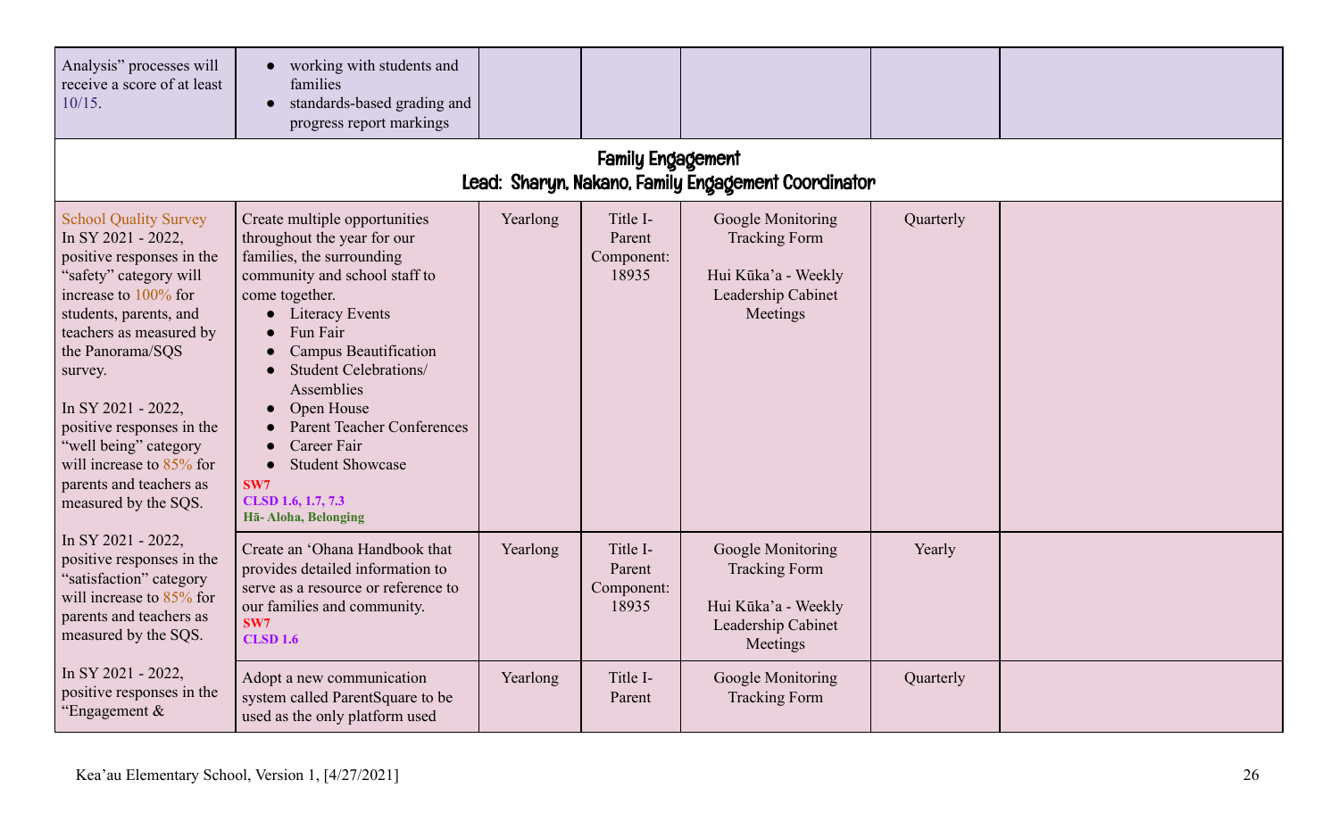| | | | | | | |
|---|---|---|---|---|---|---|
| Analysis" processes will receive a score of at least 10/15. | • working with students and families<br>• standards-based grading and progress report markings | | | | | |
| **Family Engagement**<br>**Lead: Sharyn, Nakano, Family Engagement Coordinator** | | | | | | |
| School Quality Survey<br>In SY 2021 - 2022, positive responses in the "safety" category will increase to 100% for students, parents, and teachers as measured by the Panorama/SQS survey.<br><br>In SY 2021 - 2022, positive responses in the "well being" category will increase to 85% for parents and teachers as measured by the SQS. | Create multiple opportunities throughout the year for our families, the surrounding community and school staff to come together.<br>• Literacy Events<br>• Fun Fair<br>• Campus Beautification<br>• Student Celebrations/ Assemblies<br>• Open House<br>• Parent Teacher Conferences<br>• Career Fair<br>• Student Showcase<br>**SW7**<br>**CLSD 1.6, 1.7, 7.3**<br>**Hā- Aloha, Belonging** | Yearlong | Title I- Parent Component: 18935 | Google Monitoring Tracking Form<br><br>Hui Kūka'a - Weekly Leadership Cabinet Meetings | Quarterly | |
| In SY 2021 - 2022, positive responses in the "satisfaction" category will increase to 85% for parents and teachers as measured by the SQS. | Create an 'Ohana Handbook that provides detailed information to serve as a resource or reference to our families and community.<br>**SW7**<br>**CLSD 1.6** | Yearlong | Title I- Parent Component: 18935 | Google Monitoring Tracking Form<br><br>Hui Kūka'a - Weekly Leadership Cabinet Meetings | Yearly | |
| In SY 2021 - 2022, positive responses in the "Engagement & | Adopt a new communication system called ParentSquare to be used as the only platform used | Yearlong | Title I- Parent | Google Monitoring Tracking Form | Quarterly | |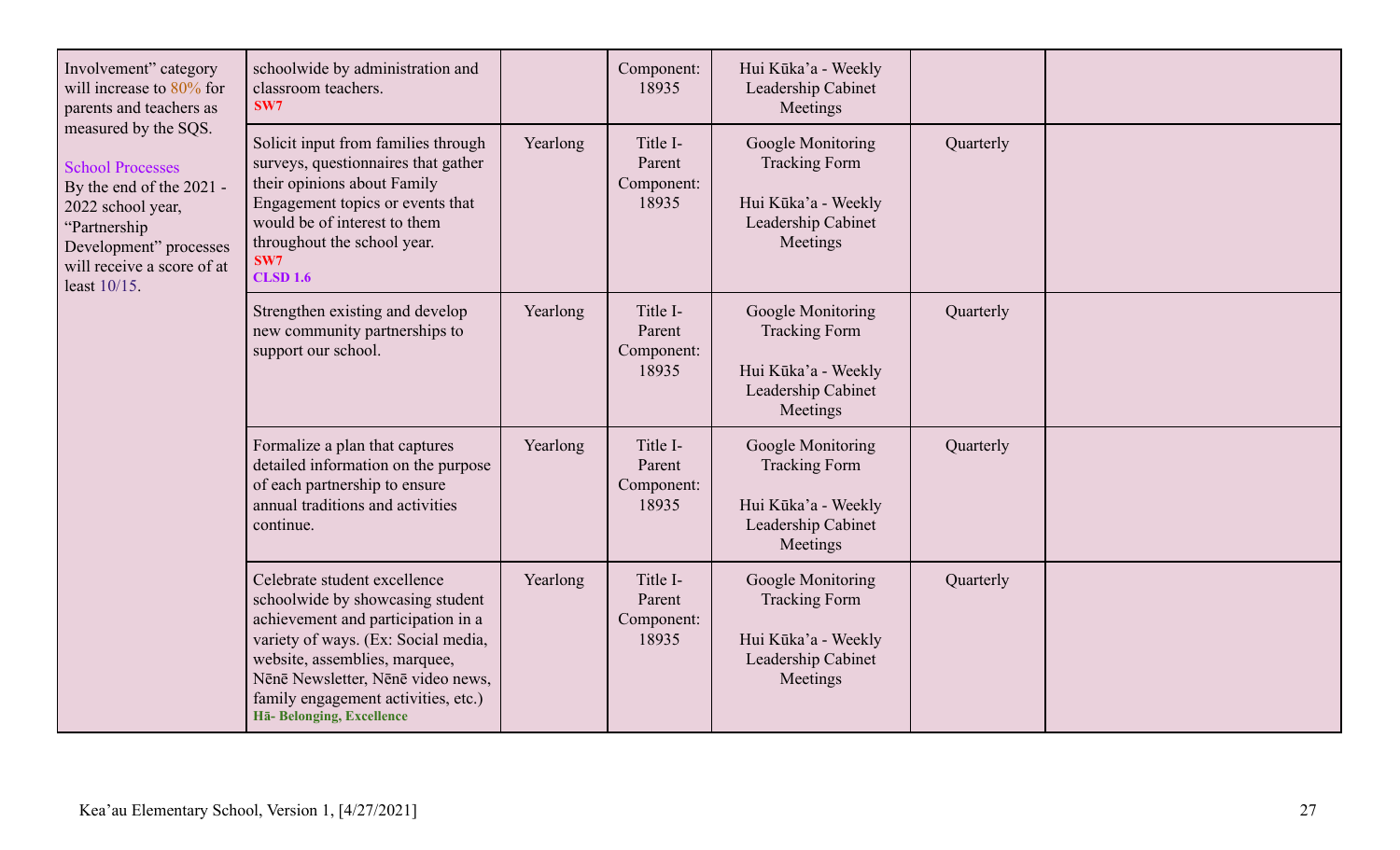| | | | | | | |
|---|---|---|---|---|---|---|
| Involvement" category will increase to 80% for parents and teachers as measured by the SQS.<br><br>School Processes<br>By the end of the 2021 - 2022 school year, "Partnership Development" processes will receive a score of at least 10/15. | schoolwide by administration and classroom teachers.<br>**SW7** | | Component: 18935 | Hui Kūka'a - Weekly Leadership Cabinet Meetings | | |
| | Solicit input from families through surveys, questionnaires that gather their opinions about Family Engagement topics or events that would be of interest to them throughout the school year.<br>**SW7**<br>**CLSD 1.6** | Yearlong | Title I- Parent Component: 18935 | Google Monitoring Tracking Form<br><br>Hui Kūka'a - Weekly Leadership Cabinet Meetings | Quarterly | |
| | Strengthen existing and develop new community partnerships to support our school. | Yearlong | Title I- Parent Component: 18935 | Google Monitoring Tracking Form<br><br>Hui Kūka'a - Weekly Leadership Cabinet Meetings | Quarterly | |
| | Formalize a plan that captures detailed information on the purpose of each partnership to ensure annual traditions and activities continue. | Yearlong | Title I- Parent Component: 18935 | Google Monitoring Tracking Form<br><br>Hui Kūka'a - Weekly Leadership Cabinet Meetings | Quarterly | |
| | Celebrate student excellence schoolwide by showcasing student achievement and participation in a variety of ways. (Ex: Social media, website, assemblies, marquee, Nēnē Newsletter, Nēnē video news, family engagement activities, etc.)<br>**Hā- Belonging, Excellence** | Yearlong | Title I- Parent Component: 18935 | Google Monitoring Tracking Form<br><br>Hui Kūka'a - Weekly Leadership Cabinet Meetings | Quarterly | |

Kea'au Elementary School, Version 1, [4/27/2021]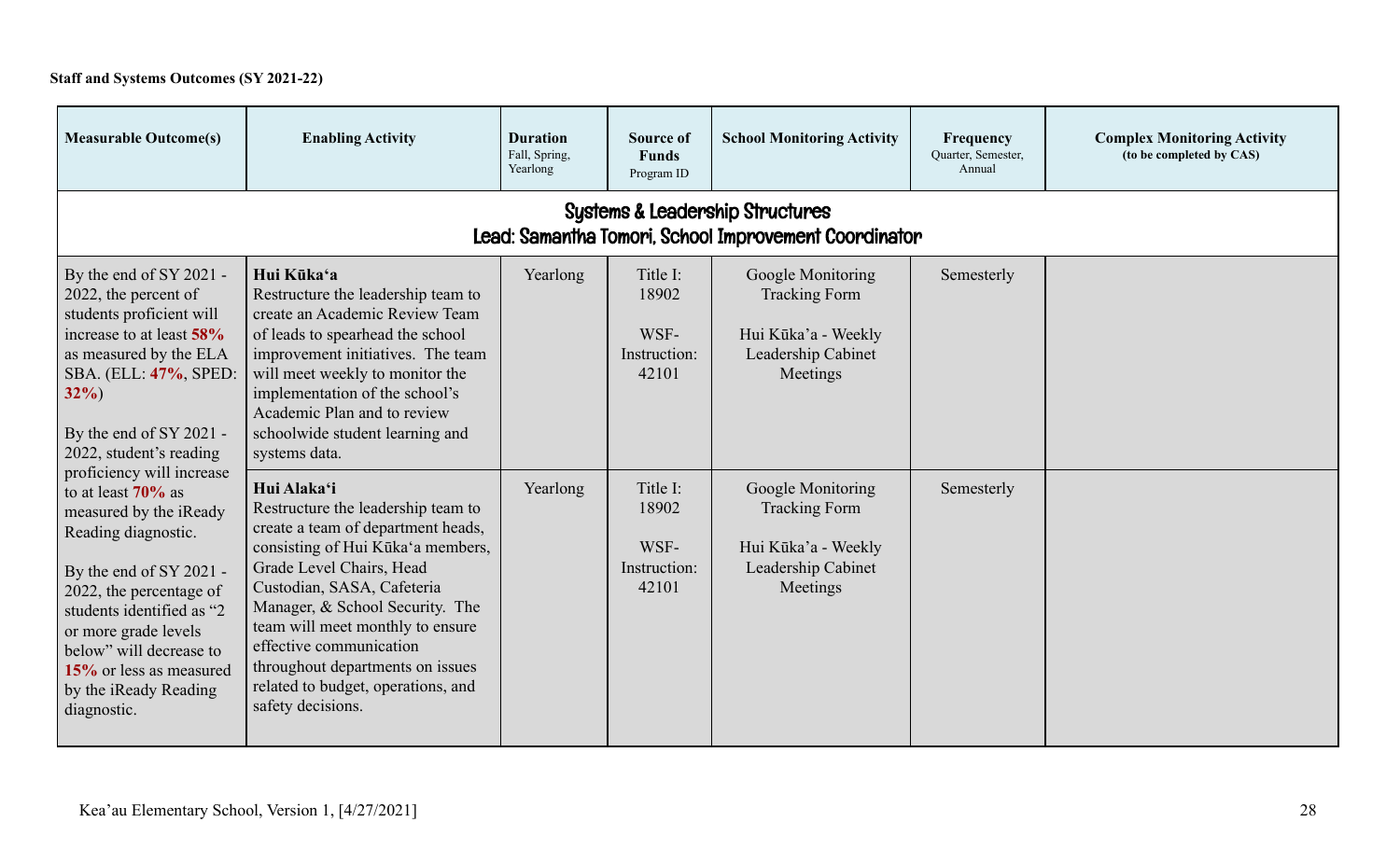**Staff and Systems Outcomes (SY 2021-22)**

| Measurable Outcome(s) | Enabling Activity | Duration<br>Fall, Spring, Yearlong | Source of Funds<br>Program ID | School Monitoring Activity | Frequency<br>Quarter, Semester, Annual | Complex Monitoring Activity<br>(to be completed by CAS) |
|---|---|---|---|---|---|---|
| **Systems & Leadership Structures**<br>**Lead: Samantha Tomori, School Improvement Coordinator** | | | | | | |
| By the end of SY 2021 - 2022, the percent of students proficient will increase to at least **58%** as measured by the ELA SBA. (ELL: **47%**, SPED: **32%**)<br><br>By the end of SY 2021 - 2022, student's reading proficiency will increase to at least **70%** as measured by the iReady Reading diagnostic.<br><br>By the end of SY 2021 - 2022, the percentage of students identified as "2 or more grade levels below" will decrease to **15%** or less as measured by the iReady Reading diagnostic. | **Hui Kūkaʻa**<br>Restructure the leadership team to create an Academic Review Team of leads to spearhead the school improvement initiatives. The team will meet weekly to monitor the implementation of the school's Academic Plan and to review schoolwide student learning and systems data. | Yearlong | Title I: 18902<br><br>WSF-Instruction: 42101 | Google Monitoring Tracking Form<br><br>Hui Kūka'a - Weekly Leadership Cabinet Meetings | Semesterly | |
| | **Hui Alakaʻi**<br>Restructure the leadership team to create a team of department heads, consisting of Hui Kūkaʻa members, Grade Level Chairs, Head Custodian, SASA, Cafeteria Manager, & School Security. The team will meet monthly to ensure effective communication throughout departments on issues related to budget, operations, and safety decisions. | Yearlong | Title I: 18902<br><br>WSF-Instruction: 42101 | Google Monitoring Tracking Form<br><br>Hui Kūka'a - Weekly Leadership Cabinet Meetings | Semesterly | |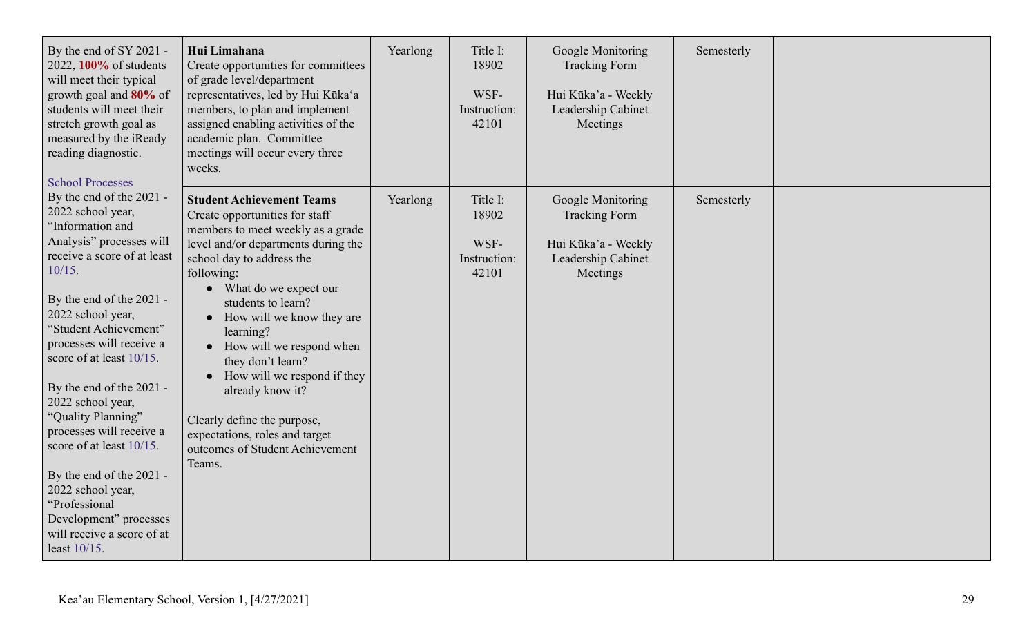| | | | | | | |
|---|---|---|---|---|---|---|
| By the end of SY 2021 - 2022, **100%** of students will meet their typical growth goal and **80%** of students will meet their stretch growth goal as measured by the iReady reading diagnostic.<br><br>School Processes<br>By the end of the 2021 - 2022 school year, "Information and Analysis" processes will receive a score of at least 10/15.<br><br>By the end of the 2021 - 2022 school year, "Student Achievement" processes will receive a score of at least 10/15.<br><br>By the end of the 2021 - 2022 school year, "Quality Planning" processes will receive a score of at least 10/15.<br><br>By the end of the 2021 - 2022 school year, "Professional Development" processes will receive a score of at least 10/15. | **Hui Limahana**<br>Create opportunities for committees of grade level/department representatives, led by Hui Kūkaʻa members, to plan and implement assigned enabling activities of the academic plan. Committee meetings will occur every three weeks. | Yearlong | Title I: 18902<br><br>WSF-Instruction: 42101 | Google Monitoring Tracking Form<br><br>Hui Kūka'a - Weekly Leadership Cabinet Meetings | Semesterly | |
| | **Student Achievement Teams**<br>Create opportunities for staff members to meet weekly as a grade level and/or departments during the school day to address the following:<br>• What do we expect our students to learn?<br>• How will we know they are learning?<br>• How will we respond when they don't learn?<br>• How will we respond if they already know it?<br><br>Clearly define the purpose, expectations, roles and target outcomes of Student Achievement Teams. | Yearlong | Title I: 18902<br><br>WSF-Instruction: 42101 | Google Monitoring Tracking Form<br><br>Hui Kūka'a - Weekly Leadership Cabinet Meetings | Semesterly | |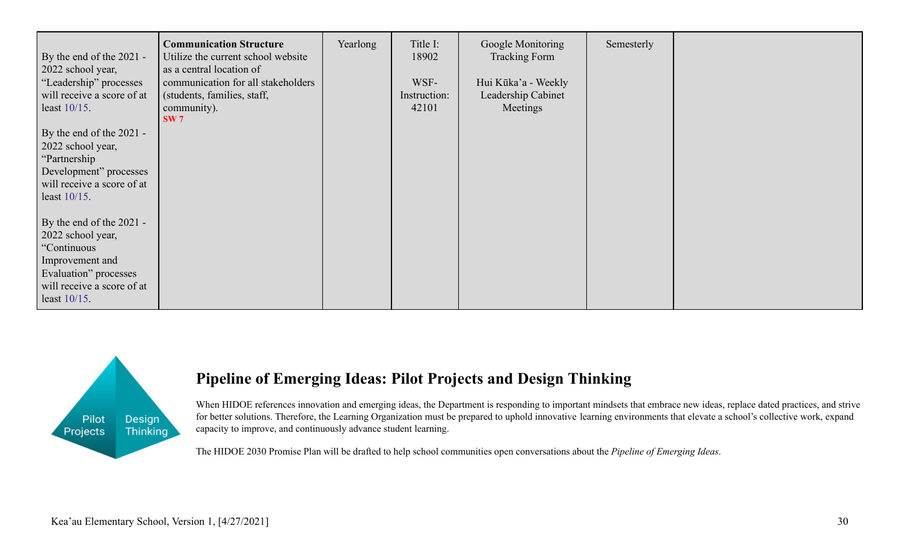| | | | | | | |
|---|---|---|---|---|---|---|
| By the end of the 2021 - 2022 school year, "Leadership" processes will receive a score of at least 10/15.<br><br>By the end of the 2021 - 2022 school year, "Partnership Development" processes will receive a score of at least 10/15.<br><br>By the end of the 2021 - 2022 school year, "Continuous Improvement and Evaluation" processes will receive a score of at least 10/15. | **Communication Structure**<br>Utilize the current school website as a central location of communication for all stakeholders (students, families, staff, community).<br>**SW 7** | Yearlong | Title I: 18902<br><br>WSF-Instruction: 42101 | Google Monitoring Tracking Form<br><br>Hui Kūka'a - Weekly Leadership Cabinet Meetings | Semesterly | |

Pilot Projects | Design Thinking

## Pipeline of Emerging Ideas: Pilot Projects and Design Thinking

When HIDOE references innovation and emerging ideas, the Department is responding to important mindsets that embrace new ideas, replace dated practices, and strive for better solutions. Therefore, the Learning Organization must be prepared to uphold innovative learning environments that elevate a school's collective work, expand capacity to improve, and continuously advance student learning.

The HIDOE 2030 Promise Plan will be drafted to help school communities open conversations about the *Pipeline of Emerging Ideas*.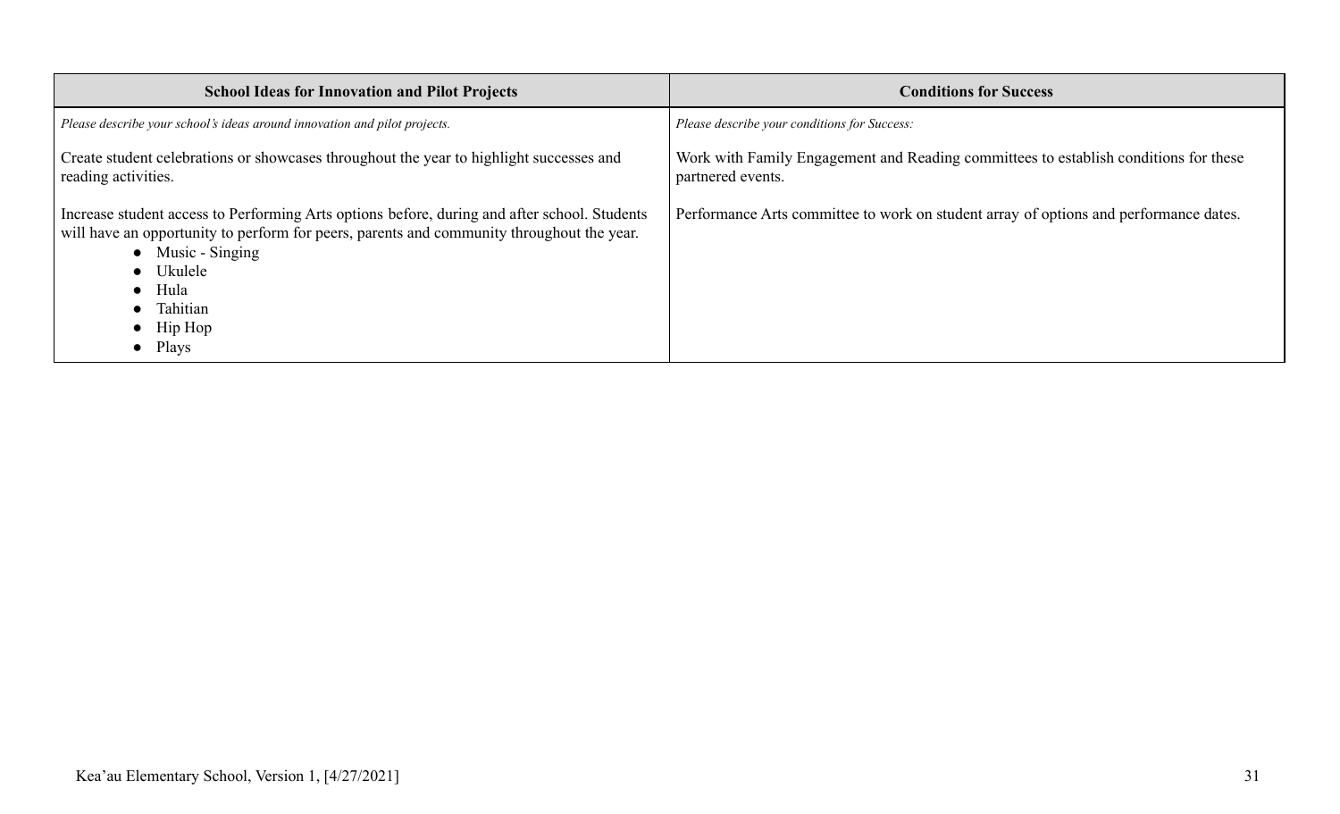| School Ideas for Innovation and Pilot Projects | Conditions for Success |
|---|---|
| *Please describe your school's ideas around innovation and pilot projects.*<br><br>Create student celebrations or showcases throughout the year to highlight successes and reading activities. | *Please describe your conditions for Success:*<br><br>Work with Family Engagement and Reading committees to establish conditions for these partnered events. |
| Increase student access to Performing Arts options before, during and after school. Students will have an opportunity to perform for peers, parents and community throughout the year.<br>● Music - Singing<br>● Ukulele<br>● Hula<br>● Tahitian<br>● Hip Hop<br>● Plays | Performance Arts committee to work on student array of options and performance dates. |